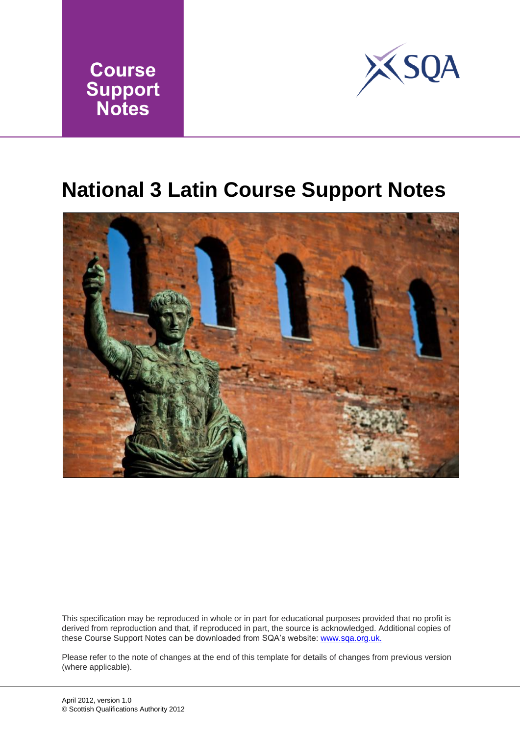Course Support Notes

# National 3 Latin Course Support Notes

This specification may be reproduced in whole or in part for educational purposes provided that no profit is derived from reproduction and that, if reproduced in part, the source is acknowledged. Additional copies of these Course Support Notes can be downloaded from SQA's website: www.sqa.org.uk.

Please refer to the note of changes at the end of this template for details of changes from previous version (where applicable).

April 2012, version 1.0
© Scottish Qualifications Authority 2012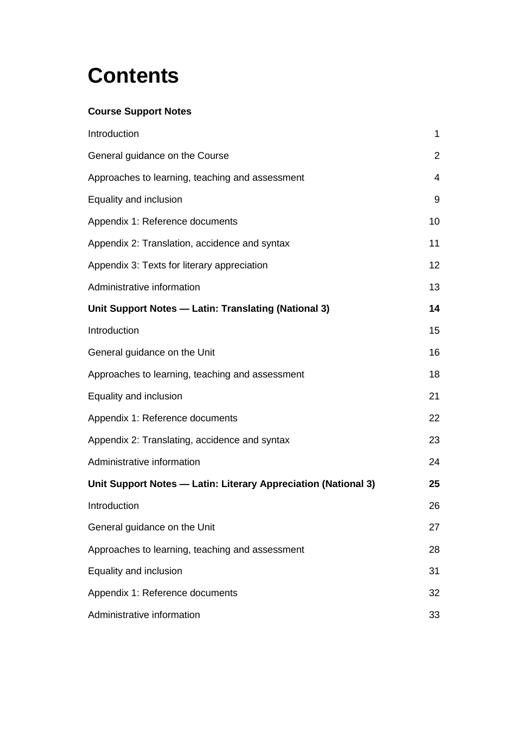# Contents

**Course Support Notes**

| | |
|---|---|
| Introduction | 1 |
| General guidance on the Course | 2 |
| Approaches to learning, teaching and assessment | 4 |
| Equality and inclusion | 9 |
| Appendix 1: Reference documents | 10 |
| Appendix 2: Translation, accidence and syntax | 11 |
| Appendix 3: Texts for literary appreciation | 12 |
| Administrative information | 13 |
| **Unit Support Notes — Latin: Translating (National 3)** | **14** |
| Introduction | 15 |
| General guidance on the Unit | 16 |
| Approaches to learning, teaching and assessment | 18 |
| Equality and inclusion | 21 |
| Appendix 1: Reference documents | 22 |
| Appendix 2: Translating, accidence and syntax | 23 |
| Administrative information | 24 |
| **Unit Support Notes — Latin: Literary Appreciation (National 3)** | **25** |
| Introduction | 26 |
| General guidance on the Unit | 27 |
| Approaches to learning, teaching and assessment | 28 |
| Equality and inclusion | 31 |
| Appendix 1: Reference documents | 32 |
| Administrative information | 33 |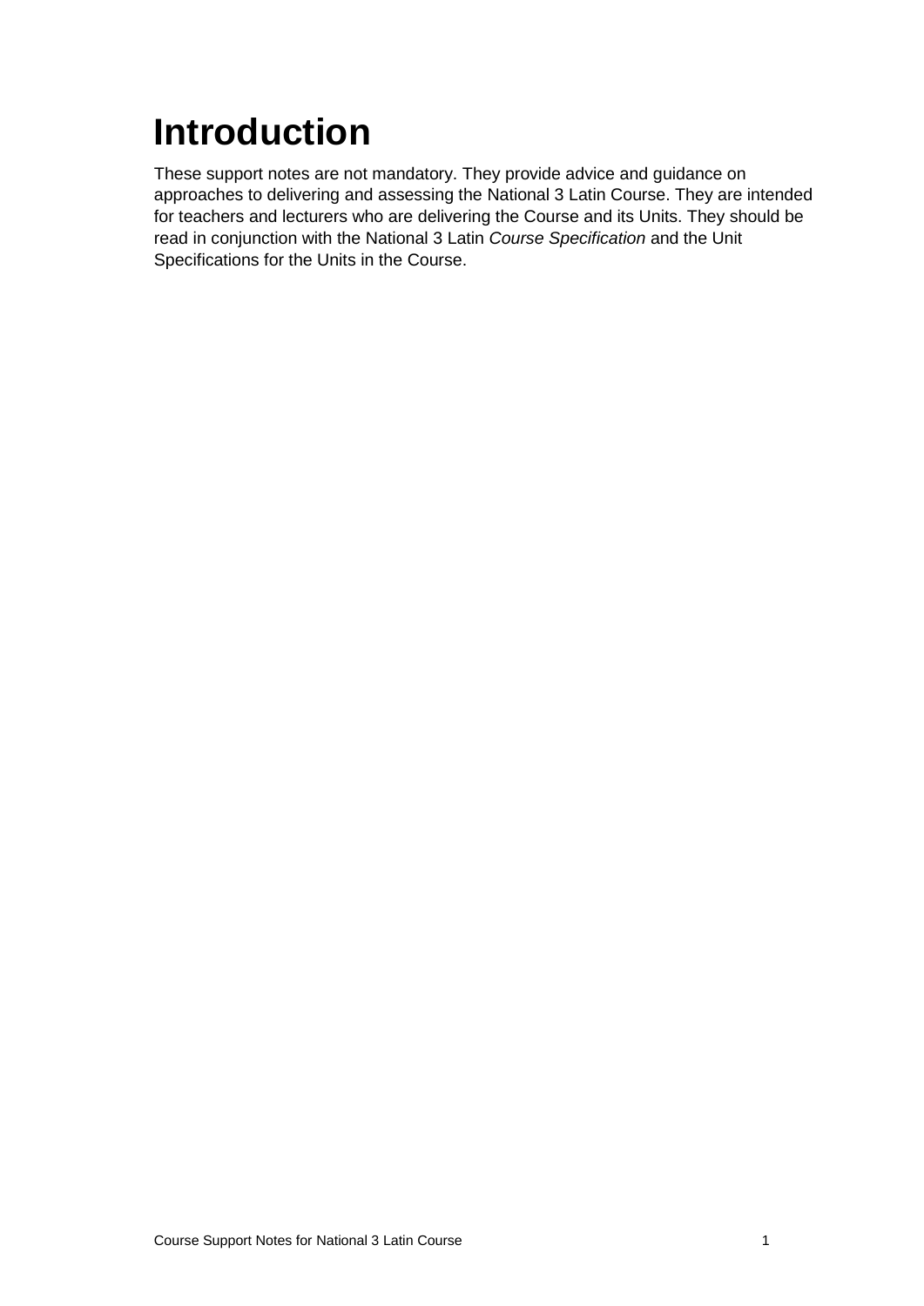# Introduction

These support notes are not mandatory. They provide advice and guidance on approaches to delivering and assessing the National 3 Latin Course. They are intended for teachers and lecturers who are delivering the Course and its Units. They should be read in conjunction with the National 3 Latin *Course Specification* and the Unit Specifications for the Units in the Course.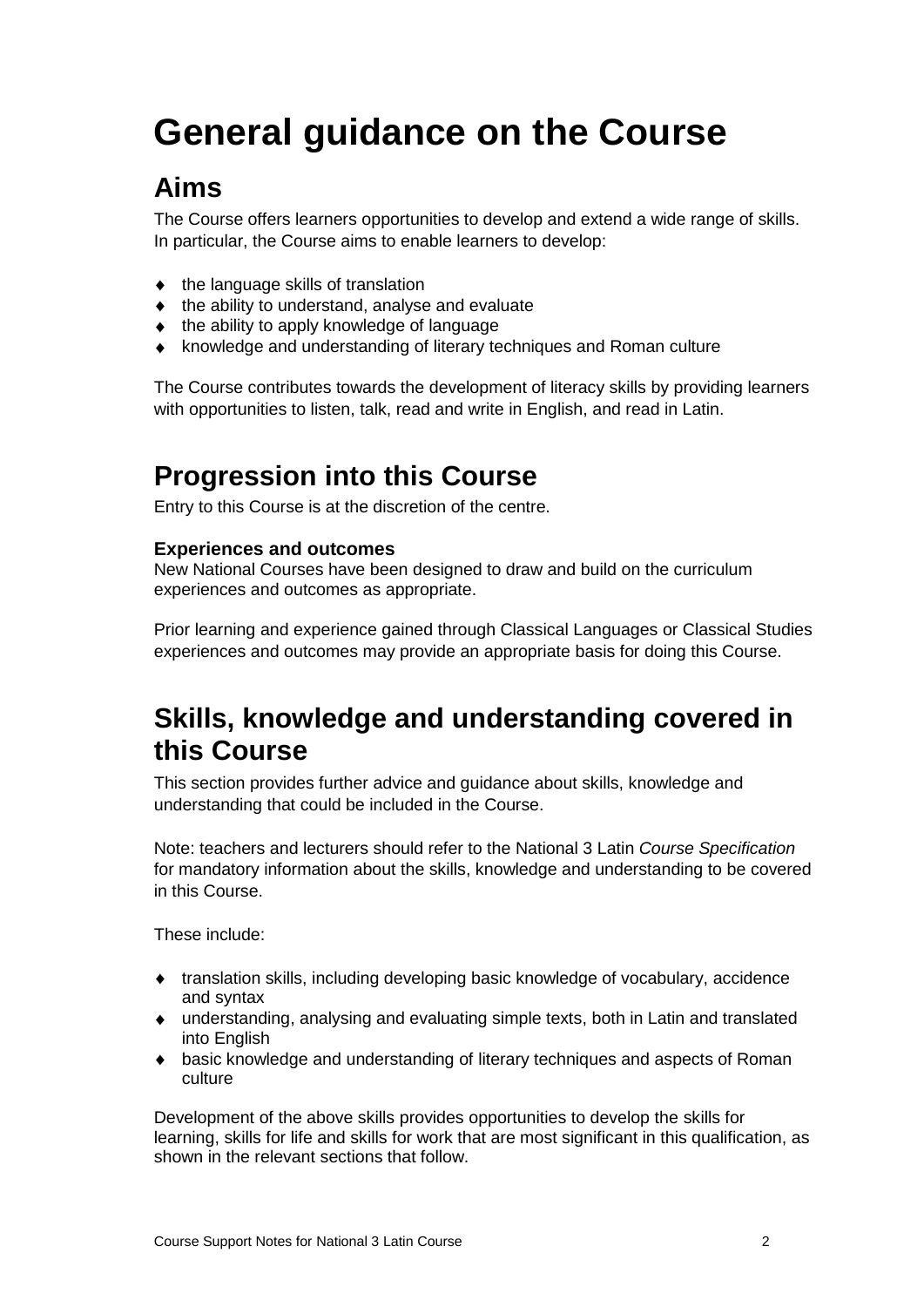# General guidance on the Course

## Aims

The Course offers learners opportunities to develop and extend a wide range of skills. In particular, the Course aims to enable learners to develop:

- the language skills of translation
- the ability to understand, analyse and evaluate
- the ability to apply knowledge of language
- knowledge and understanding of literary techniques and Roman culture

The Course contributes towards the development of literacy skills by providing learners with opportunities to listen, talk, read and write in English, and read in Latin.

## Progression into this Course

Entry to this Course is at the discretion of the centre.

**Experiences and outcomes**
New National Courses have been designed to draw and build on the curriculum experiences and outcomes as appropriate.

Prior learning and experience gained through Classical Languages or Classical Studies experiences and outcomes may provide an appropriate basis for doing this Course.

## Skills, knowledge and understanding covered in this Course

This section provides further advice and guidance about skills, knowledge and understanding that could be included in the Course.

Note: teachers and lecturers should refer to the National 3 Latin *Course Specification* for mandatory information about the skills, knowledge and understanding to be covered in this Course.

These include:

- translation skills, including developing basic knowledge of vocabulary, accidence and syntax
- understanding, analysing and evaluating simple texts, both in Latin and translated into English
- basic knowledge and understanding of literary techniques and aspects of Roman culture

Development of the above skills provides opportunities to develop the skills for learning, skills for life and skills for work that are most significant in this qualification, as shown in the relevant sections that follow.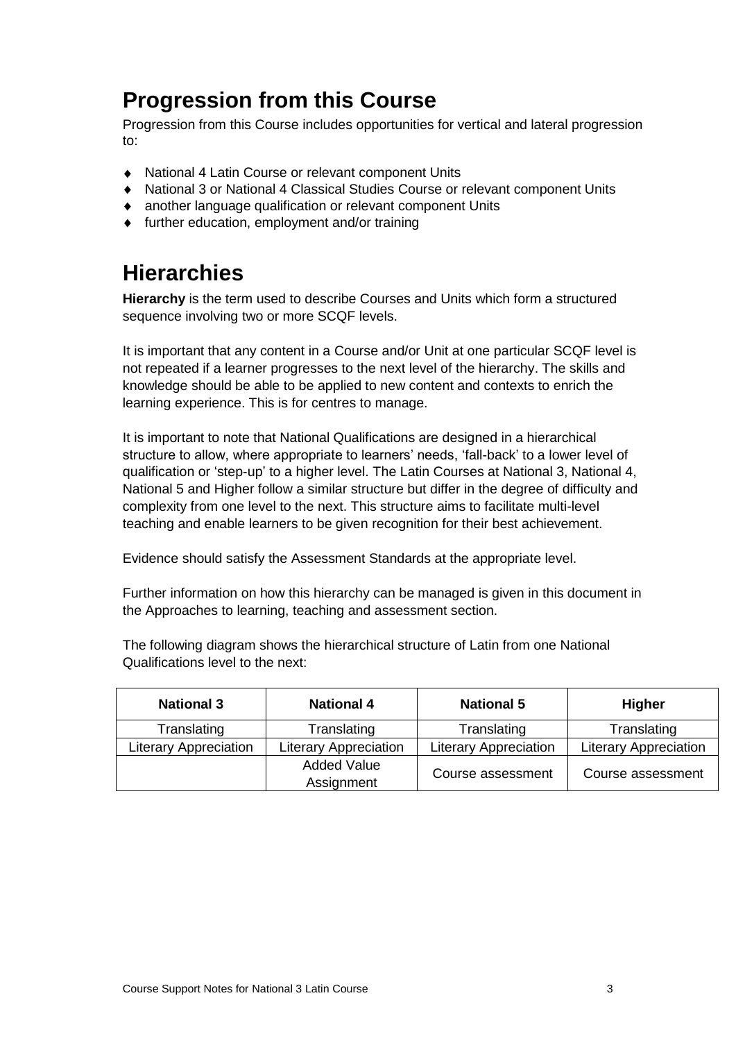## Progression from this Course

Progression from this Course includes opportunities for vertical and lateral progression to:

- National 4 Latin Course or relevant component Units
- National 3 or National 4 Classical Studies Course or relevant component Units
- another language qualification or relevant component Units
- further education, employment and/or training

## Hierarchies

**Hierarchy** is the term used to describe Courses and Units which form a structured sequence involving two or more SCQF levels.

It is important that any content in a Course and/or Unit at one particular SCQF level is not repeated if a learner progresses to the next level of the hierarchy. The skills and knowledge should be able to be applied to new content and contexts to enrich the learning experience. This is for centres to manage.

It is important to note that National Qualifications are designed in a hierarchical structure to allow, where appropriate to learners' needs, 'fall-back' to a lower level of qualification or 'step-up' to a higher level. The Latin Courses at National 3, National 4, National 5 and Higher follow a similar structure but differ in the degree of difficulty and complexity from one level to the next. This structure aims to facilitate multi-level teaching and enable learners to be given recognition for their best achievement.

Evidence should satisfy the Assessment Standards at the appropriate level.

Further information on how this hierarchy can be managed is given in this document in the Approaches to learning, teaching and assessment section.

The following diagram shows the hierarchical structure of Latin from one National Qualifications level to the next:

| National 3 | National 4 | National 5 | Higher |
|---|---|---|---|
| Translating | Translating | Translating | Translating |
| Literary Appreciation | Literary Appreciation | Literary Appreciation | Literary Appreciation |
| | Added Value Assignment | Course assessment | Course assessment |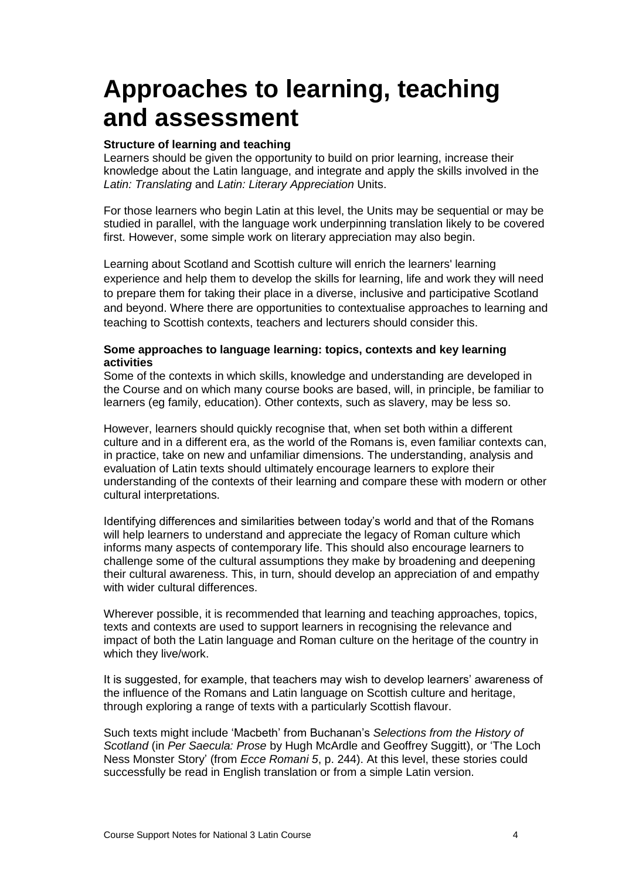# Approaches to learning, teaching and assessment

**Structure of learning and teaching**

Learners should be given the opportunity to build on prior learning, increase their knowledge about the Latin language, and integrate and apply the skills involved in the *Latin: Translating* and *Latin: Literary Appreciation* Units.

For those learners who begin Latin at this level, the Units may be sequential or may be studied in parallel, with the language work underpinning translation likely to be covered first. However, some simple work on literary appreciation may also begin.

Learning about Scotland and Scottish culture will enrich the learners' learning experience and help them to develop the skills for learning, life and work they will need to prepare them for taking their place in a diverse, inclusive and participative Scotland and beyond. Where there are opportunities to contextualise approaches to learning and teaching to Scottish contexts, teachers and lecturers should consider this.

**Some approaches to language learning: topics, contexts and key learning activities**

Some of the contexts in which skills, knowledge and understanding are developed in the Course and on which many course books are based, will, in principle, be familiar to learners (eg family, education). Other contexts, such as slavery, may be less so.

However, learners should quickly recognise that, when set both within a different culture and in a different era, as the world of the Romans is, even familiar contexts can, in practice, take on new and unfamiliar dimensions. The understanding, analysis and evaluation of Latin texts should ultimately encourage learners to explore their understanding of the contexts of their learning and compare these with modern or other cultural interpretations.

Identifying differences and similarities between today's world and that of the Romans will help learners to understand and appreciate the legacy of Roman culture which informs many aspects of contemporary life. This should also encourage learners to challenge some of the cultural assumptions they make by broadening and deepening their cultural awareness. This, in turn, should develop an appreciation of and empathy with wider cultural differences.

Wherever possible, it is recommended that learning and teaching approaches, topics, texts and contexts are used to support learners in recognising the relevance and impact of both the Latin language and Roman culture on the heritage of the country in which they live/work.

It is suggested, for example, that teachers may wish to develop learners' awareness of the influence of the Romans and Latin language on Scottish culture and heritage, through exploring a range of texts with a particularly Scottish flavour.

Such texts might include 'Macbeth' from Buchanan's *Selections from the History of Scotland* (in *Per Saecula: Prose* by Hugh McArdle and Geoffrey Suggitt), or 'The Loch Ness Monster Story' (from *Ecce Romani 5*, p. 244). At this level, these stories could successfully be read in English translation or from a simple Latin version.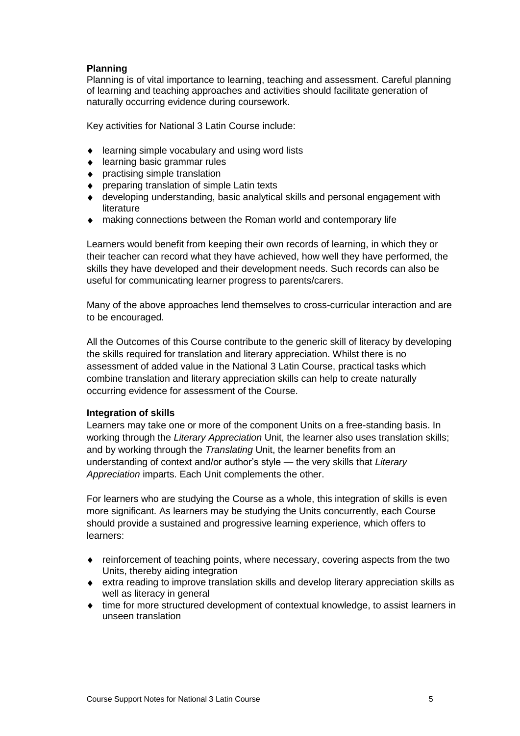**Planning**

Planning is of vital importance to learning, teaching and assessment. Careful planning of learning and teaching approaches and activities should facilitate generation of naturally occurring evidence during coursework.

Key activities for National 3 Latin Course include:

- learning simple vocabulary and using word lists
- learning basic grammar rules
- practising simple translation
- preparing translation of simple Latin texts
- developing understanding, basic analytical skills and personal engagement with literature
- making connections between the Roman world and contemporary life

Learners would benefit from keeping their own records of learning, in which they or their teacher can record what they have achieved, how well they have performed, the skills they have developed and their development needs. Such records can also be useful for communicating learner progress to parents/carers.

Many of the above approaches lend themselves to cross-curricular interaction and are to be encouraged.

All the Outcomes of this Course contribute to the generic skill of literacy by developing the skills required for translation and literary appreciation. Whilst there is no assessment of added value in the National 3 Latin Course, practical tasks which combine translation and literary appreciation skills can help to create naturally occurring evidence for assessment of the Course.

**Integration of skills**

Learners may take one or more of the component Units on a free-standing basis. In working through the *Literary Appreciation* Unit, the learner also uses translation skills; and by working through the *Translating* Unit, the learner benefits from an understanding of context and/or author's style — the very skills that *Literary Appreciation* imparts. Each Unit complements the other.

For learners who are studying the Course as a whole, this integration of skills is even more significant. As learners may be studying the Units concurrently, each Course should provide a sustained and progressive learning experience, which offers to learners:

- reinforcement of teaching points, where necessary, covering aspects from the two Units, thereby aiding integration
- extra reading to improve translation skills and develop literary appreciation skills as well as literacy in general
- time for more structured development of contextual knowledge, to assist learners in unseen translation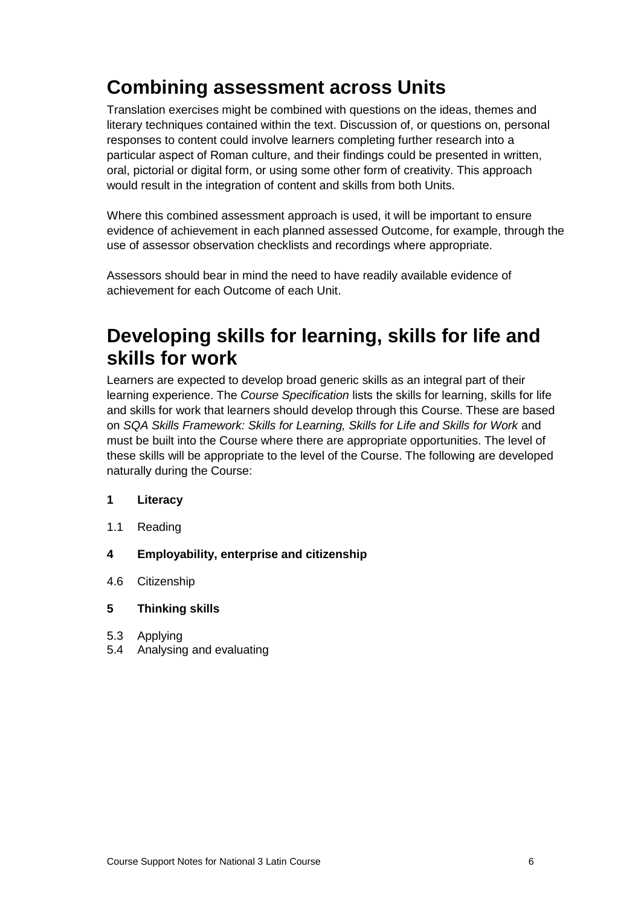## Combining assessment across Units

Translation exercises might be combined with questions on the ideas, themes and literary techniques contained within the text. Discussion of, or questions on, personal responses to content could involve learners completing further research into a particular aspect of Roman culture, and their findings could be presented in written, oral, pictorial or digital form, or using some other form of creativity. This approach would result in the integration of content and skills from both Units.

Where this combined assessment approach is used, it will be important to ensure evidence of achievement in each planned assessed Outcome, for example, through the use of assessor observation checklists and recordings where appropriate.

Assessors should bear in mind the need to have readily available evidence of achievement for each Outcome of each Unit.

## Developing skills for learning, skills for life and skills for work

Learners are expected to develop broad generic skills as an integral part of their learning experience. The *Course Specification* lists the skills for learning, skills for life and skills for work that learners should develop through this Course. These are based on *SQA Skills Framework: Skills for Learning, Skills for Life and Skills for Work* and must be built into the Course where there are appropriate opportunities. The level of these skills will be appropriate to the level of the Course. The following are developed naturally during the Course:

**1 Literacy**

1.1 Reading

**4 Employability, enterprise and citizenship**

4.6 Citizenship

**5 Thinking skills**

5.3 Applying
5.4 Analysing and evaluating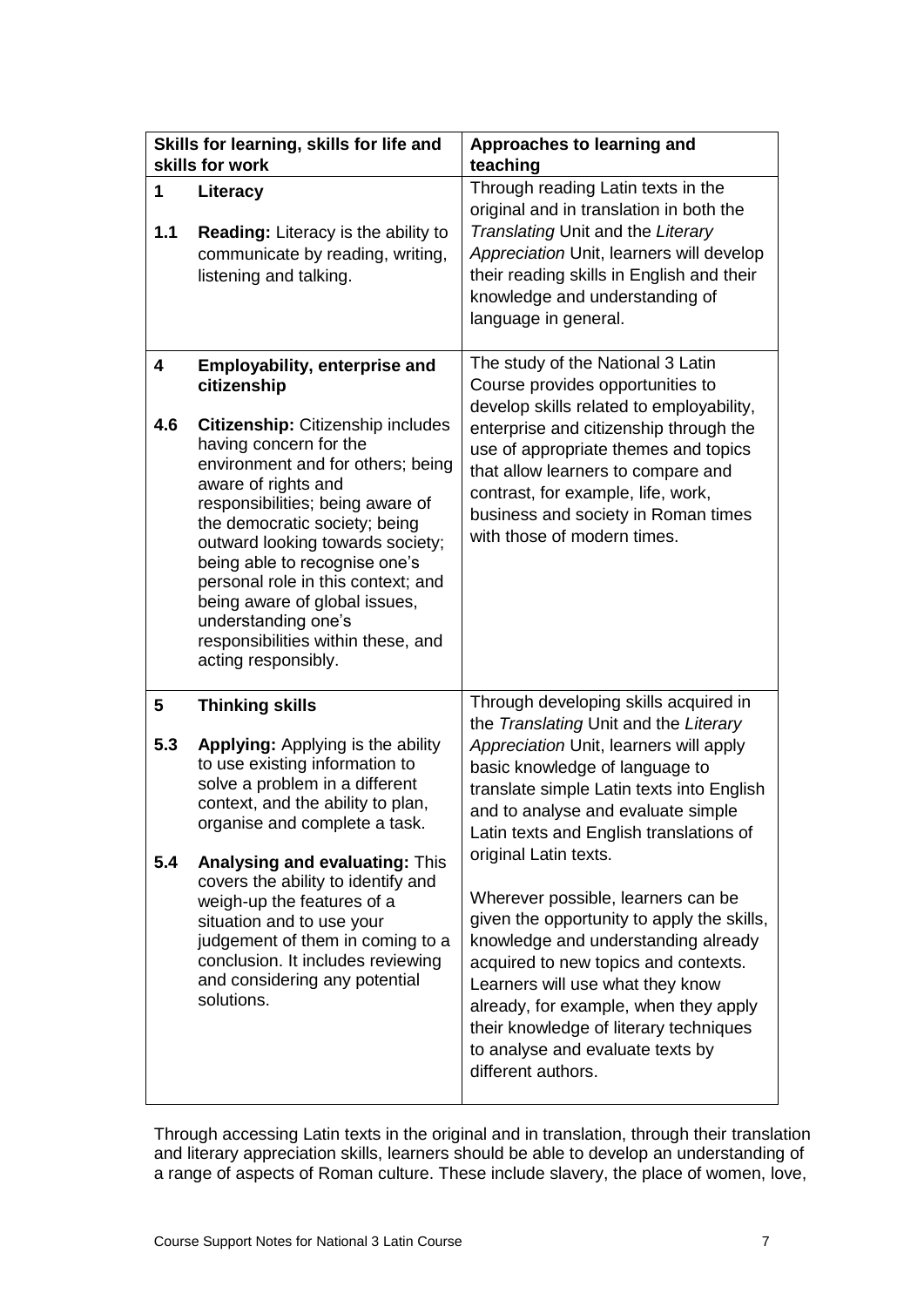| Skills for learning, skills for life and skills for work | Approaches to learning and teaching |
|---|---|
| **1 Literacy**<br><br>**1.1 Reading:** Literacy is the ability to communicate by reading, writing, listening and talking. | Through reading Latin texts in the original and in translation in both the *Translating* Unit and the *Literary Appreciation* Unit, learners will develop their reading skills in English and their knowledge and understanding of language in general. |
| **4 Employability, enterprise and citizenship**<br><br>**4.6 Citizenship:** Citizenship includes having concern for the environment and for others; being aware of rights and responsibilities; being aware of the democratic society; being outward looking towards society; being able to recognise one's personal role in this context; and being aware of global issues, understanding one's responsibilities within these, and acting responsibly. | The study of the National 3 Latin Course provides opportunities to develop skills related to employability, enterprise and citizenship through the use of appropriate themes and topics that allow learners to compare and contrast, for example, life, work, business and society in Roman times with those of modern times. |
| **5 Thinking skills**<br><br>**5.3 Applying:** Applying is the ability to use existing information to solve a problem in a different context, and the ability to plan, organise and complete a task.<br><br>**5.4 Analysing and evaluating:** This covers the ability to identify and weigh-up the features of a situation and to use your judgement of them in coming to a conclusion. It includes reviewing and considering any potential solutions. | Through developing skills acquired in the *Translating* Unit and the *Literary Appreciation* Unit, learners will apply basic knowledge of language to translate simple Latin texts into English and to analyse and evaluate simple Latin texts and English translations of original Latin texts.<br><br>Wherever possible, learners can be given the opportunity to apply the skills, knowledge and understanding already acquired to new topics and contexts. Learners will use what they know already, for example, when they apply their knowledge of literary techniques to analyse and evaluate texts by different authors. |

Through accessing Latin texts in the original and in translation, through their translation and literary appreciation skills, learners should be able to develop an understanding of a range of aspects of Roman culture. These include slavery, the place of women, love,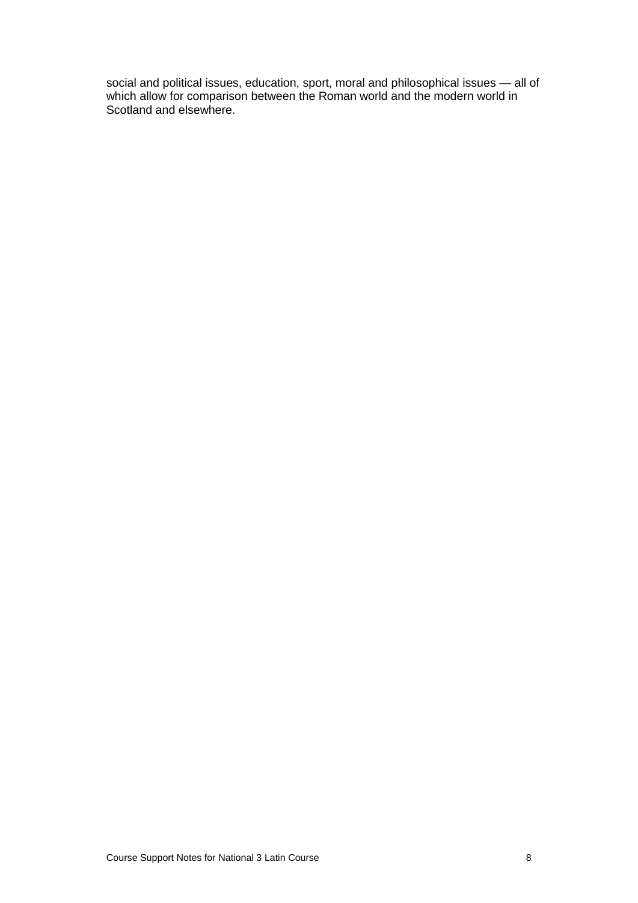social and political issues, education, sport, moral and philosophical issues — all of which allow for comparison between the Roman world and the modern world in Scotland and elsewhere.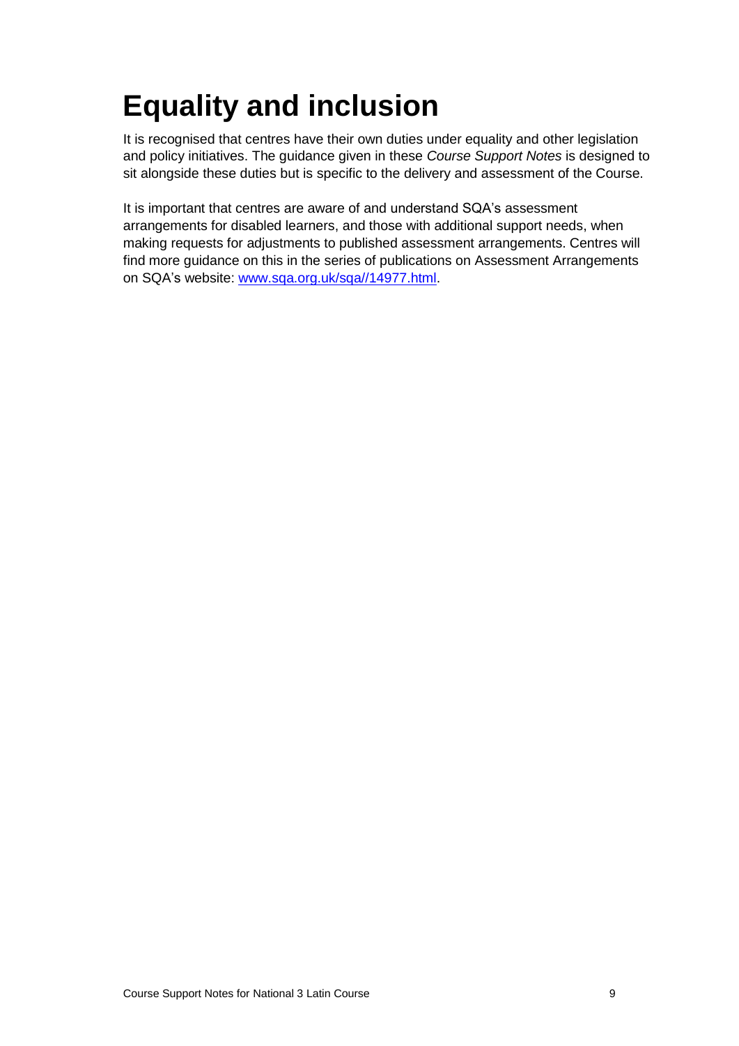# Equality and inclusion

It is recognised that centres have their own duties under equality and other legislation and policy initiatives. The guidance given in these *Course Support Notes* is designed to sit alongside these duties but is specific to the delivery and assessment of the Course.

It is important that centres are aware of and understand SQA's assessment arrangements for disabled learners, and those with additional support needs, when making requests for adjustments to published assessment arrangements. Centres will find more guidance on this in the series of publications on Assessment Arrangements on SQA's website: [www.sqa.org.uk/sqa//14977.html](www.sqa.org.uk/sqa//14977.html).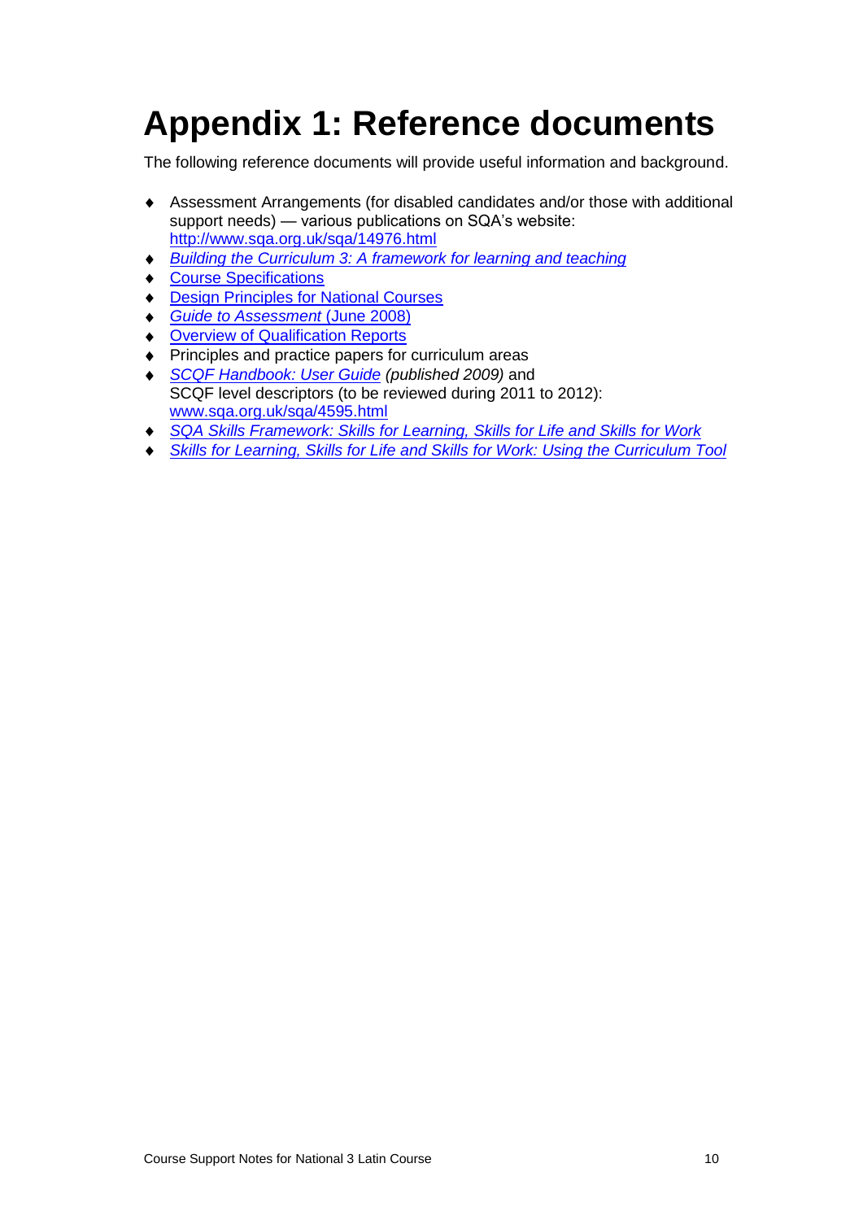# Appendix 1: Reference documents

The following reference documents will provide useful information and background.

- Assessment Arrangements (for disabled candidates and/or those with additional support needs) — various publications on SQA's website: http://www.sqa.org.uk/sqa/14976.html
- *Building the Curriculum 3: A framework for learning and teaching*
- Course Specifications
- Design Principles for National Courses
- *Guide to Assessment* (June 2008)
- Overview of Qualification Reports
- Principles and practice papers for curriculum areas
- *SCQF Handbook: User Guide (published 2009)* and SCQF level descriptors (to be reviewed during 2011 to 2012): www.sqa.org.uk/sqa/4595.html
- *SQA Skills Framework: Skills for Learning, Skills for Life and Skills for Work*
- *Skills for Learning, Skills for Life and Skills for Work: Using the Curriculum Tool*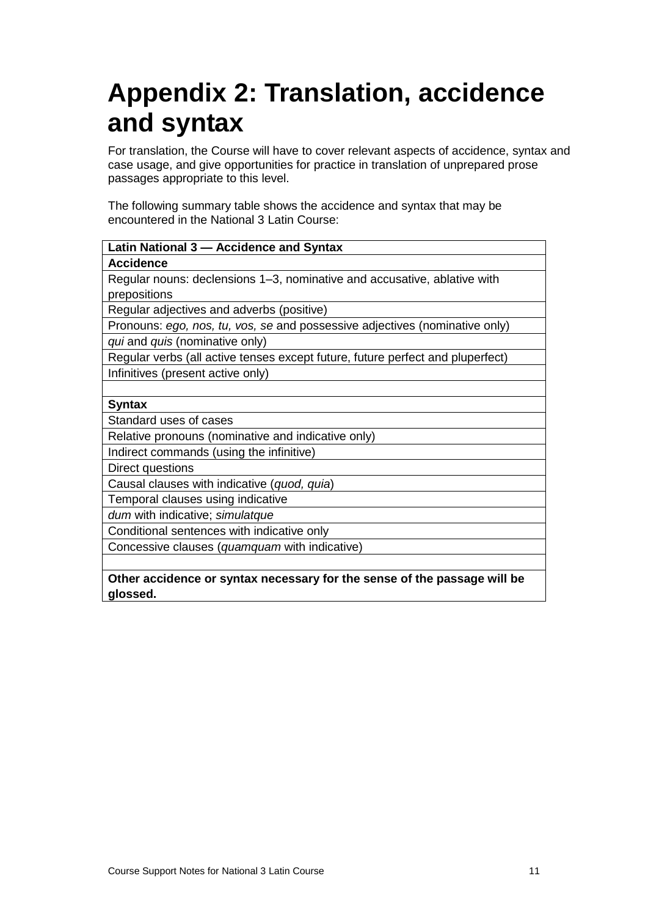# Appendix 2: Translation, accidence and syntax

For translation, the Course will have to cover relevant aspects of accidence, syntax and case usage, and give opportunities for practice in translation of unprepared prose passages appropriate to this level.

The following summary table shows the accidence and syntax that may be encountered in the National 3 Latin Course:

| **Latin National 3 — Accidence and Syntax** |
|---|
| **Accidence** |
| Regular nouns: declensions 1–3, nominative and accusative, ablative with prepositions |
| Regular adjectives and adverbs (positive) |
| Pronouns: *ego, nos, tu, vos, se* and possessive adjectives (nominative only) |
| *qui* and *quis* (nominative only) |
| Regular verbs (all active tenses except future, future perfect and pluperfect) |
| Infinitives (present active only) |
| |
| **Syntax** |
| Standard uses of cases |
| Relative pronouns (nominative and indicative only) |
| Indirect commands (using the infinitive) |
| Direct questions |
| Causal clauses with indicative (*quod, quia*) |
| Temporal clauses using indicative |
| *dum* with indicative; *simulatque* |
| Conditional sentences with indicative only |
| Concessive clauses (*quamquam* with indicative) |
| |
| **Other accidence or syntax necessary for the sense of the passage will be glossed.** |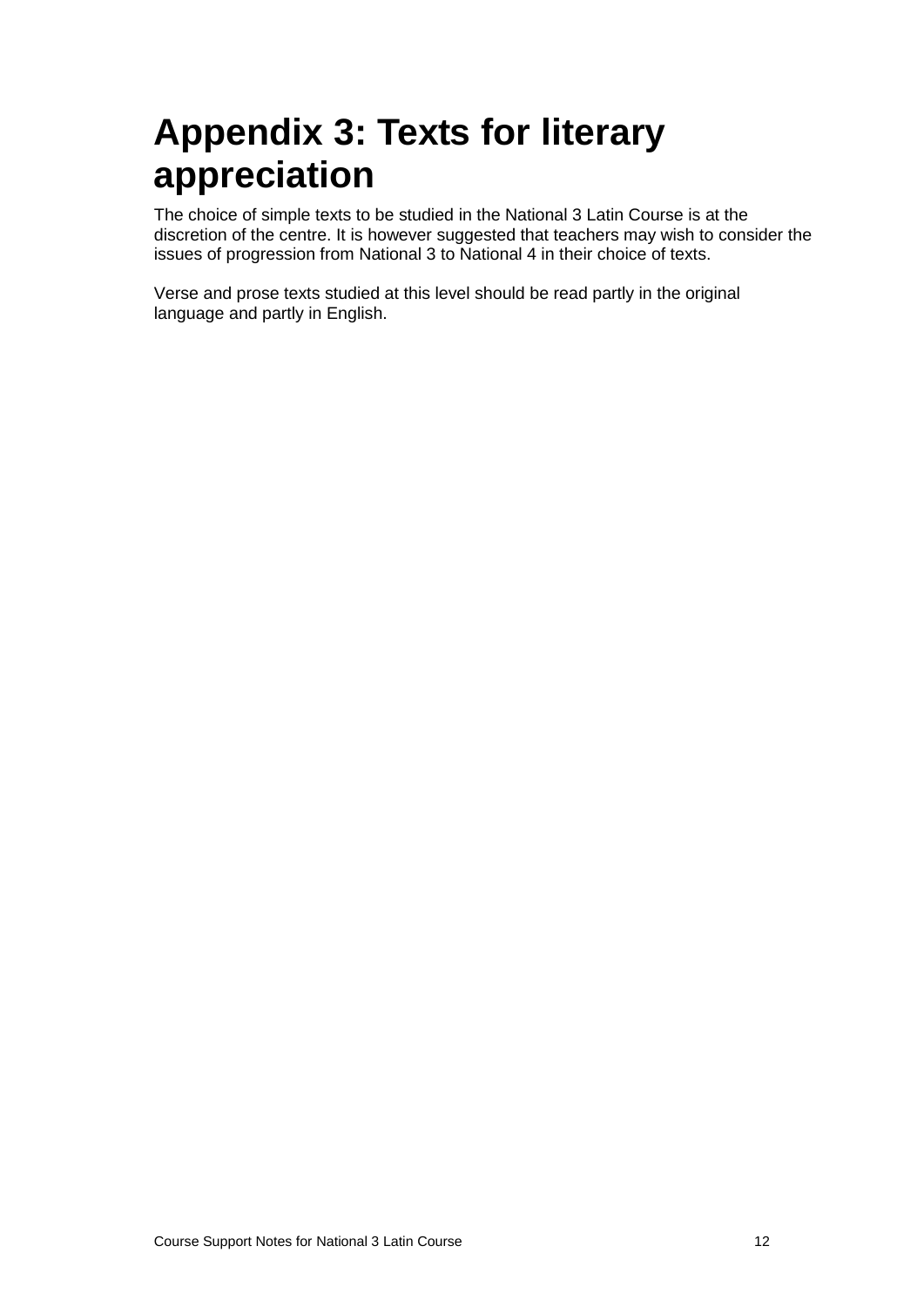# Appendix 3: Texts for literary appreciation

The choice of simple texts to be studied in the National 3 Latin Course is at the discretion of the centre. It is however suggested that teachers may wish to consider the issues of progression from National 3 to National 4 in their choice of texts.

Verse and prose texts studied at this level should be read partly in the original language and partly in English.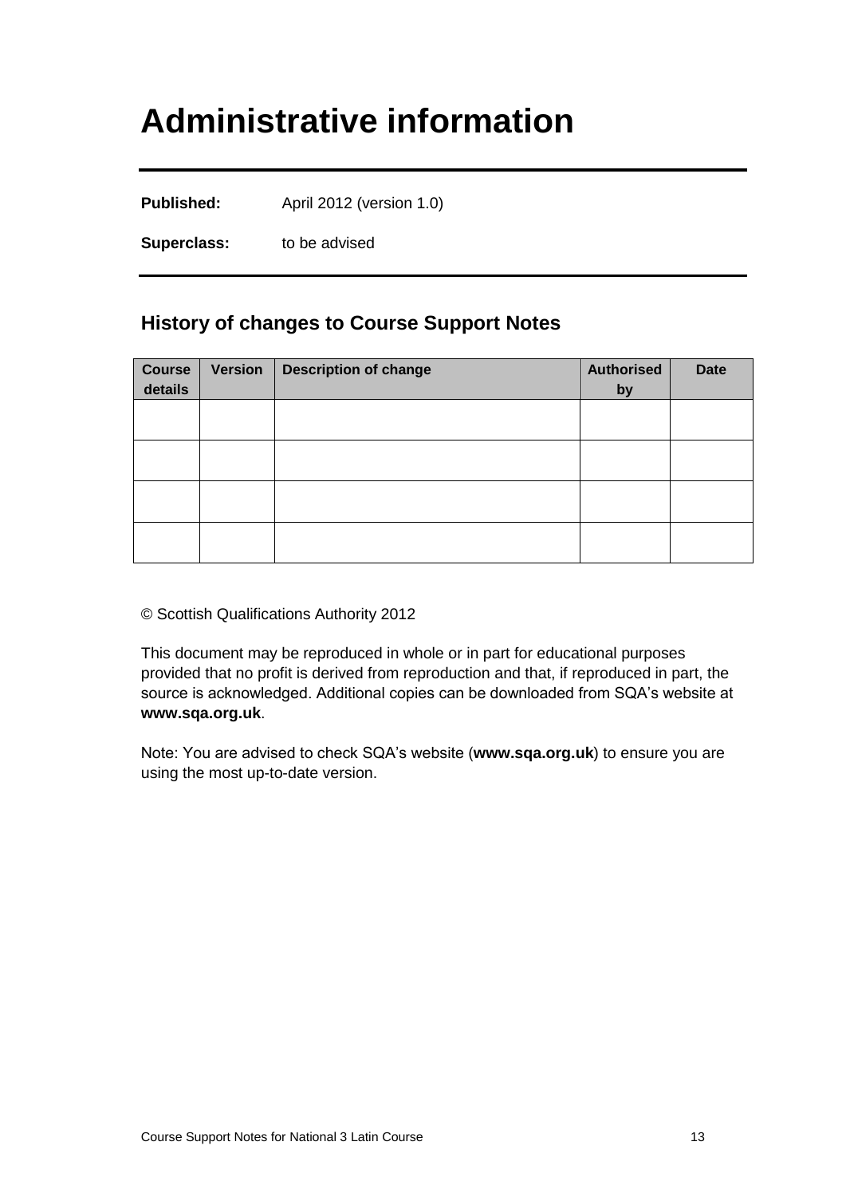# Administrative information

**Published:** April 2012 (version 1.0)

**Superclass:** to be advised

## History of changes to Course Support Notes

| Course details | Version | Description of change | Authorised by | Date |
|---|---|---|---|---|
| | | | | |
| | | | | |
| | | | | |
| | | | | |

© Scottish Qualifications Authority 2012

This document may be reproduced in whole or in part for educational purposes provided that no profit is derived from reproduction and that, if reproduced in part, the source is acknowledged. Additional copies can be downloaded from SQA's website at **www.sqa.org.uk**.

Note: You are advised to check SQA's website (**www.sqa.org.uk**) to ensure you are using the most up-to-date version.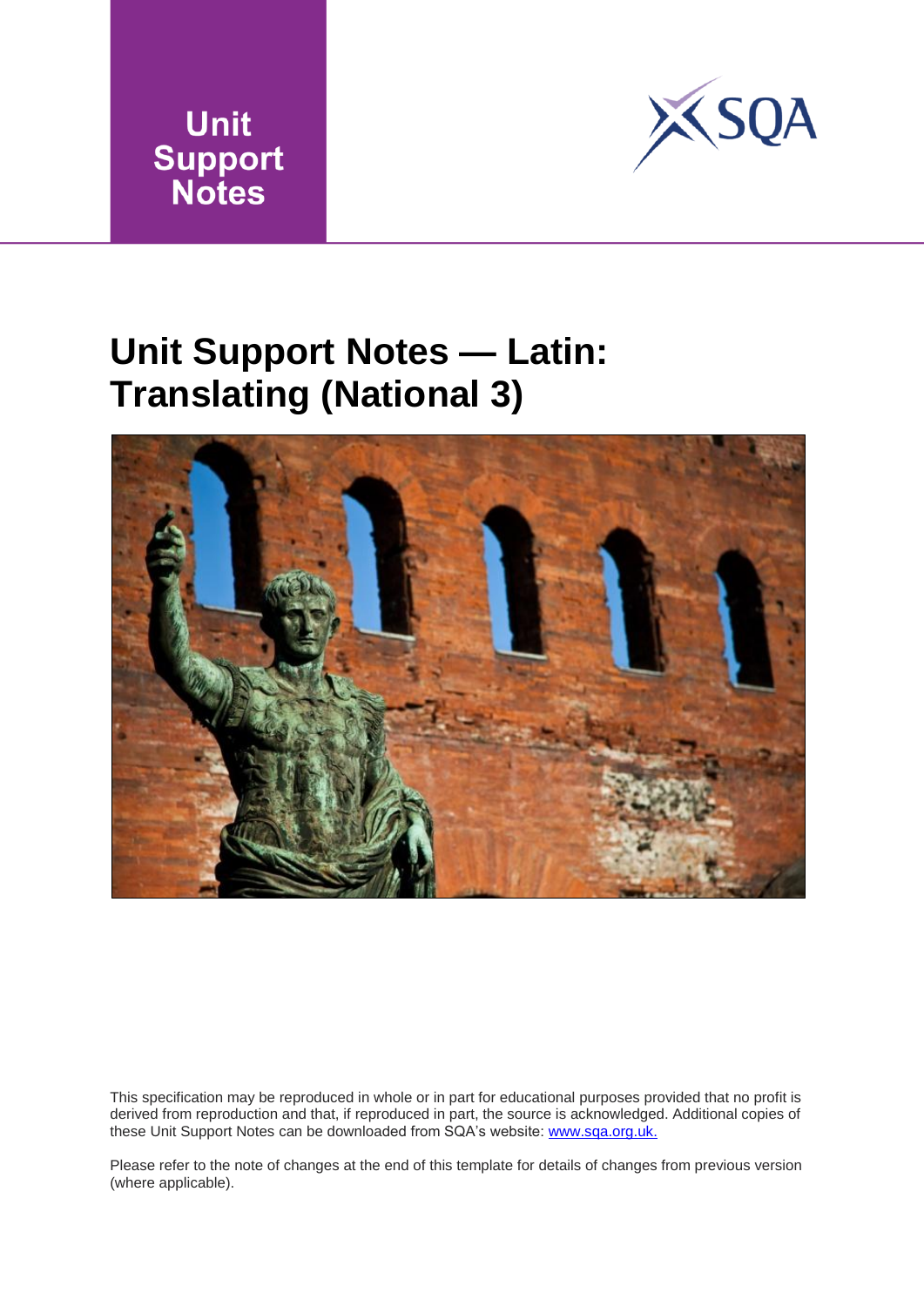Unit Support Notes

# Unit Support Notes — Latin: Translating (National 3)

This specification may be reproduced in whole or in part for educational purposes provided that no profit is derived from reproduction and that, if reproduced in part, the source is acknowledged. Additional copies of these Unit Support Notes can be downloaded from SQA's website: www.sqa.org.uk.

Please refer to the note of changes at the end of this template for details of changes from previous version (where applicable).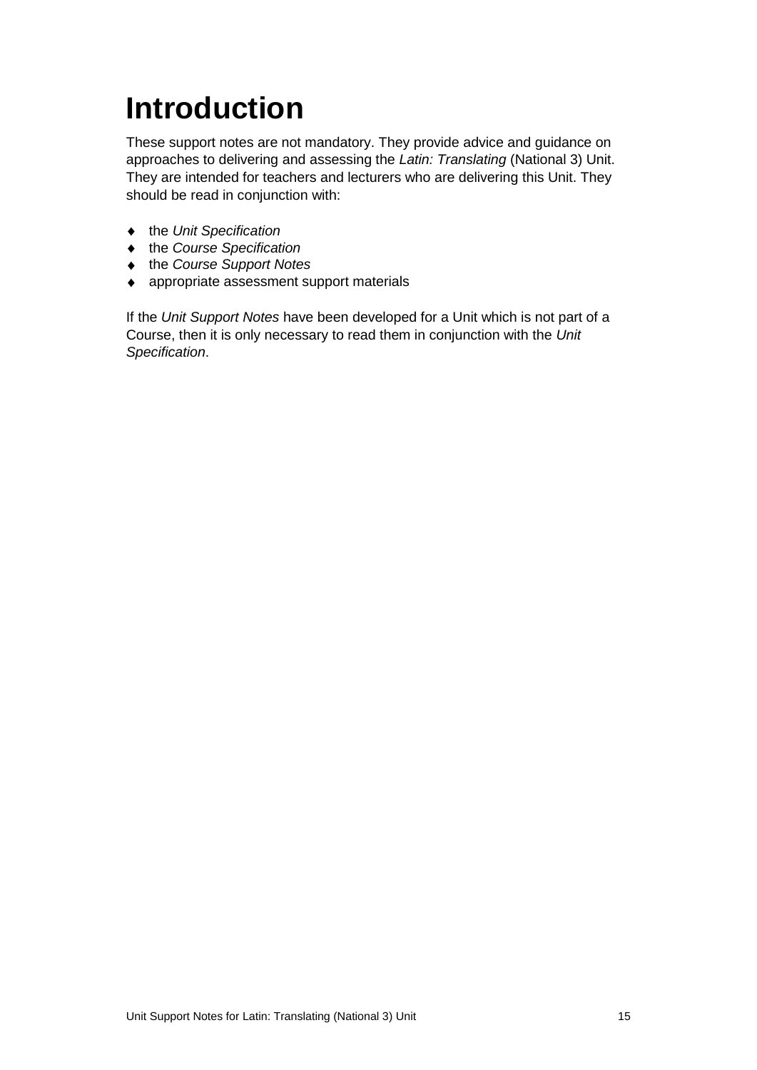# Introduction

These support notes are not mandatory. They provide advice and guidance on approaches to delivering and assessing the *Latin: Translating* (National 3) Unit. They are intended for teachers and lecturers who are delivering this Unit. They should be read in conjunction with:

- the *Unit Specification*
- the *Course Specification*
- the *Course Support Notes*
- appropriate assessment support materials

If the *Unit Support Notes* have been developed for a Unit which is not part of a Course, then it is only necessary to read them in conjunction with the *Unit Specification*.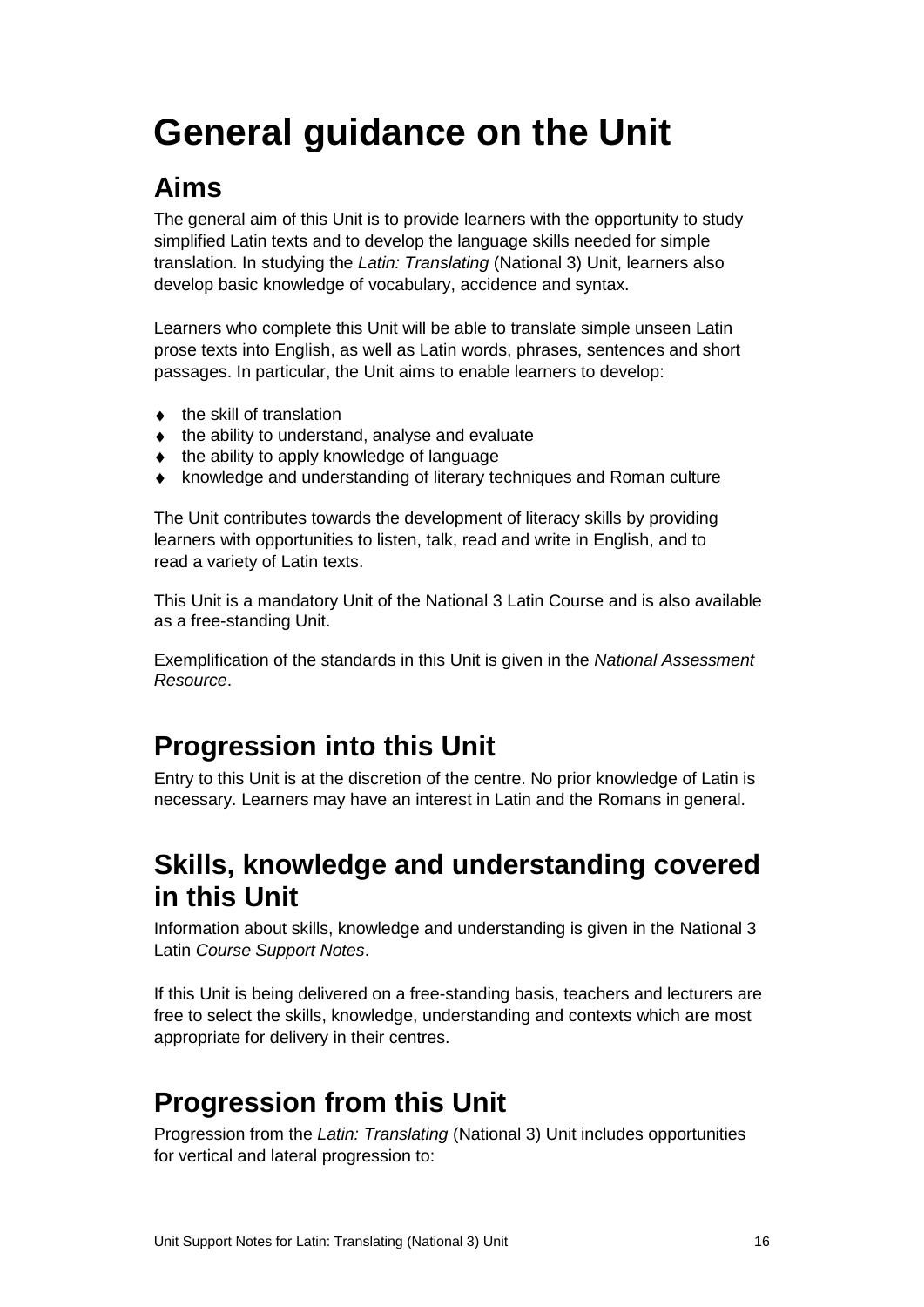# General guidance on the Unit

## Aims

The general aim of this Unit is to provide learners with the opportunity to study simplified Latin texts and to develop the language skills needed for simple translation. In studying the *Latin: Translating* (National 3) Unit, learners also develop basic knowledge of vocabulary, accidence and syntax.

Learners who complete this Unit will be able to translate simple unseen Latin prose texts into English, as well as Latin words, phrases, sentences and short passages. In particular, the Unit aims to enable learners to develop:

- the skill of translation
- the ability to understand, analyse and evaluate
- the ability to apply knowledge of language
- knowledge and understanding of literary techniques and Roman culture

The Unit contributes towards the development of literacy skills by providing learners with opportunities to listen, talk, read and write in English, and to read a variety of Latin texts.

This Unit is a mandatory Unit of the National 3 Latin Course and is also available as a free-standing Unit.

Exemplification of the standards in this Unit is given in the *National Assessment Resource*.

## Progression into this Unit

Entry to this Unit is at the discretion of the centre. No prior knowledge of Latin is necessary. Learners may have an interest in Latin and the Romans in general.

## Skills, knowledge and understanding covered in this Unit

Information about skills, knowledge and understanding is given in the National 3 Latin *Course Support Notes*.

If this Unit is being delivered on a free-standing basis, teachers and lecturers are free to select the skills, knowledge, understanding and contexts which are most appropriate for delivery in their centres.

## Progression from this Unit

Progression from the *Latin: Translating* (National 3) Unit includes opportunities for vertical and lateral progression to: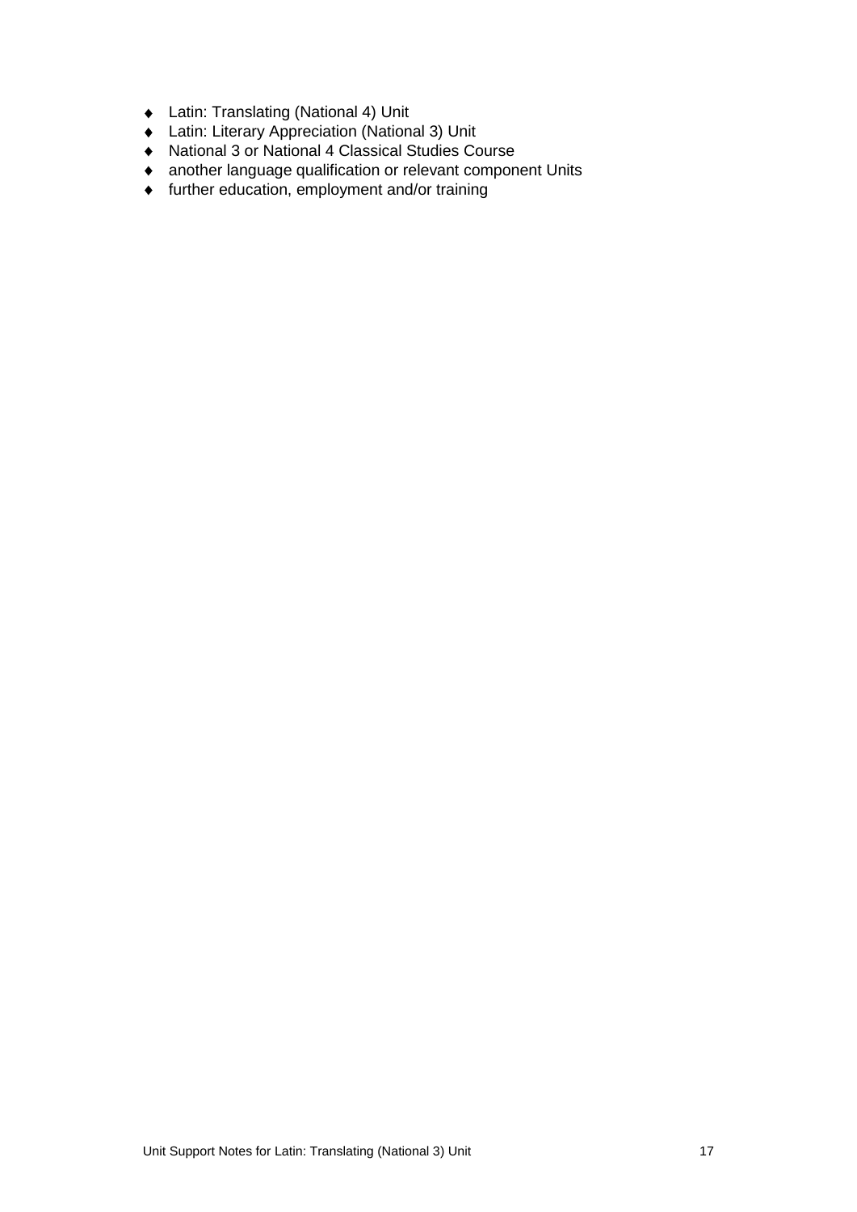- Latin: Translating (National 4) Unit
- Latin: Literary Appreciation (National 3) Unit
- National 3 or National 4 Classical Studies Course
- another language qualification or relevant component Units
- further education, employment and/or training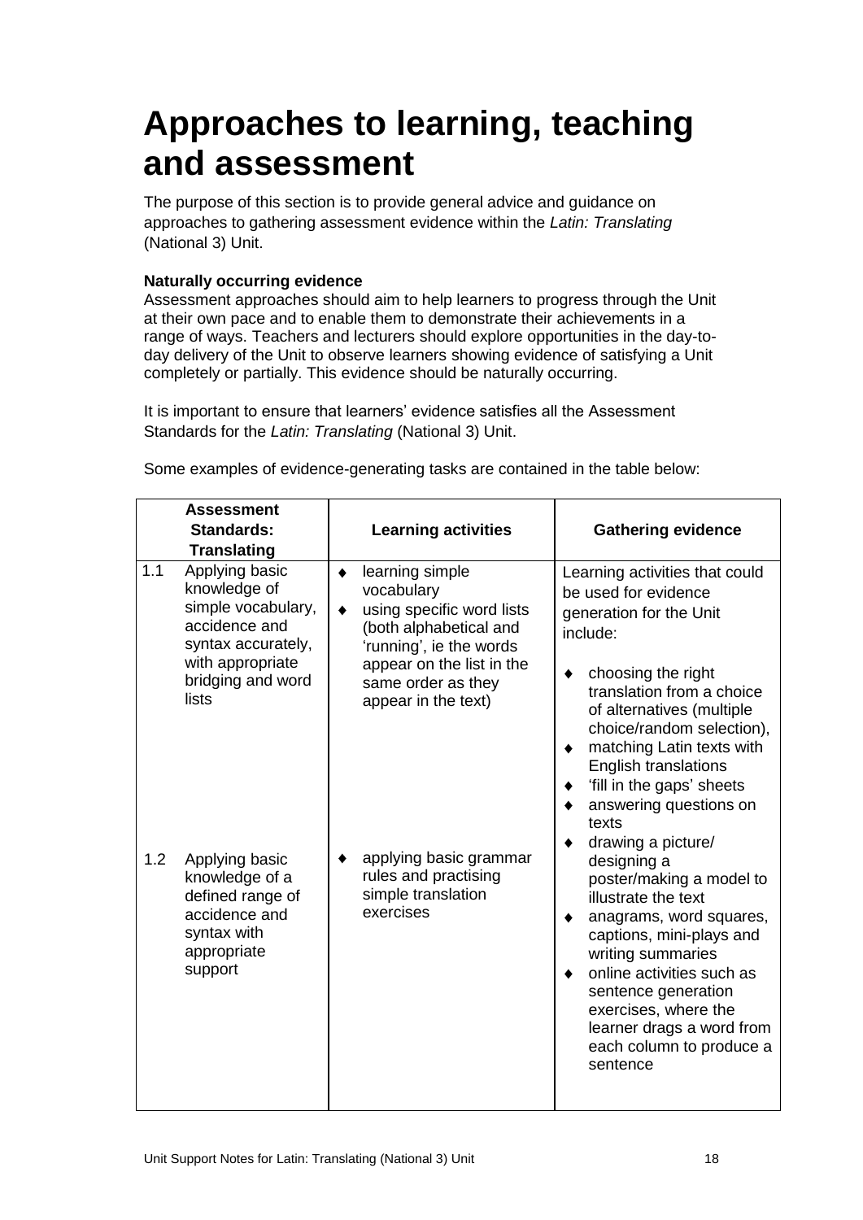# Approaches to learning, teaching and assessment

The purpose of this section is to provide general advice and guidance on approaches to gathering assessment evidence within the *Latin: Translating* (National 3) Unit.

**Naturally occurring evidence**

Assessment approaches should aim to help learners to progress through the Unit at their own pace and to enable them to demonstrate their achievements in a range of ways. Teachers and lecturers should explore opportunities in the day-to-day delivery of the Unit to observe learners showing evidence of satisfying a Unit completely or partially. This evidence should be naturally occurring.

It is important to ensure that learners' evidence satisfies all the Assessment Standards for the *Latin: Translating* (National 3) Unit.

Some examples of evidence-generating tasks are contained in the table below:

| Assessment Standards: Translating | Learning activities | Gathering evidence |
|---|---|---|
| 1.1 Applying basic knowledge of simple vocabulary, accidence and syntax accurately, with appropriate bridging and word lists | ♦ learning simple vocabulary<br>♦ using specific word lists (both alphabetical and 'running', ie the words appear on the list in the same order as they appear in the text) | Learning activities that could be used for evidence generation for the Unit include:<br><br>♦ choosing the right translation from a choice of alternatives (multiple choice/random selection),<br>♦ matching Latin texts with English translations<br>♦ 'fill in the gaps' sheets<br>♦ answering questions on texts<br>♦ drawing a picture/ designing a poster/making a model to illustrate the text<br>♦ anagrams, word squares, captions, mini-plays and writing summaries<br>♦ online activities such as sentence generation exercises, where the learner drags a word from each column to produce a sentence |
| 1.2 Applying basic knowledge of a defined range of accidence and syntax with appropriate support | ♦ applying basic grammar rules and practising simple translation exercises | |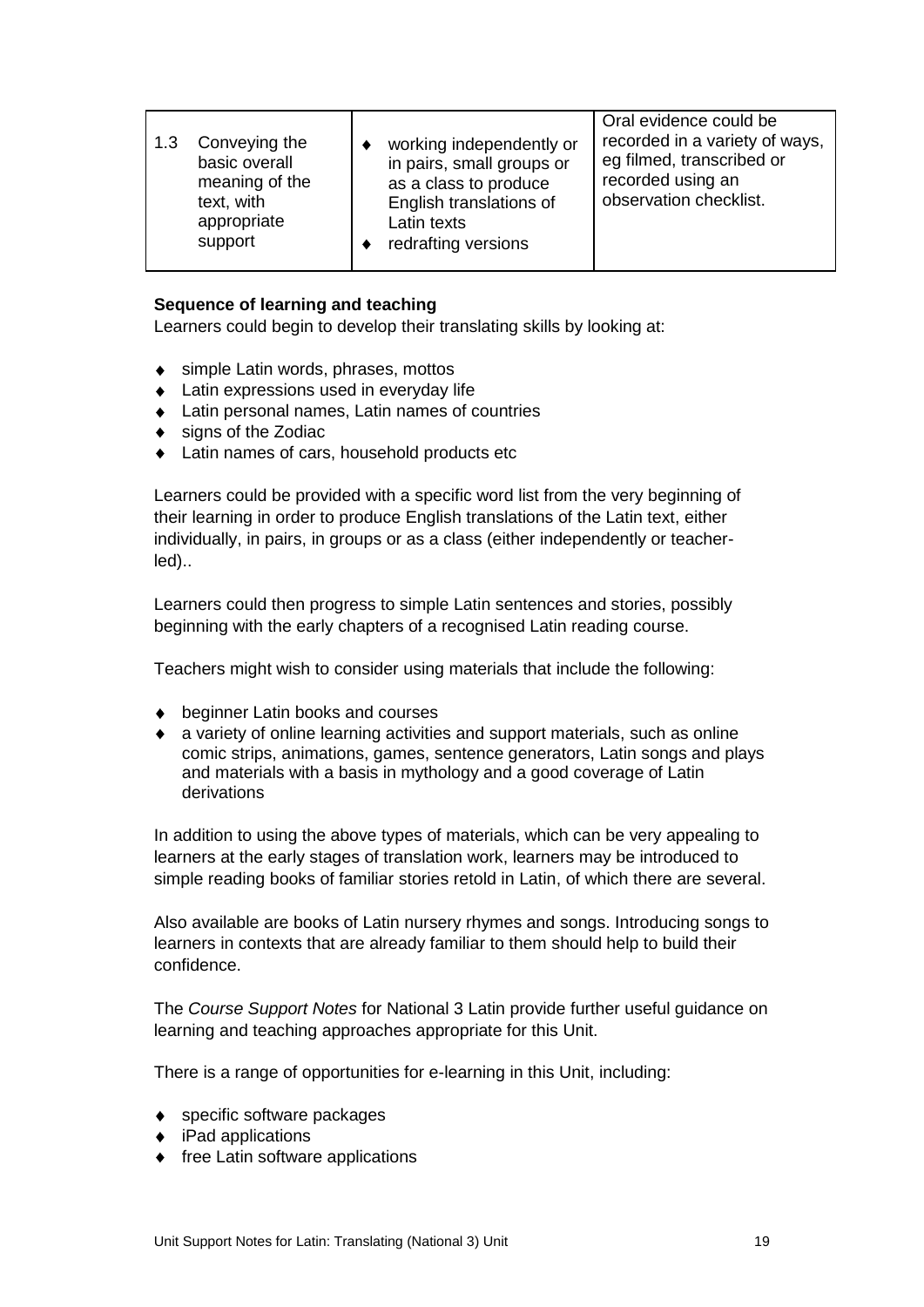| | | |
|---|---|---|
| 1.3 Conveying the basic overall meaning of the text, with appropriate support | ♦ working independently or in pairs, small groups or as a class to produce English translations of Latin texts<br>♦ redrafting versions | Oral evidence could be recorded in a variety of ways, eg filmed, transcribed or recorded using an observation checklist. |

**Sequence of learning and teaching**

Learners could begin to develop their translating skills by looking at:

- simple Latin words, phrases, mottos
- Latin expressions used in everyday life
- Latin personal names, Latin names of countries
- signs of the Zodiac
- Latin names of cars, household products etc

Learners could be provided with a specific word list from the very beginning of their learning in order to produce English translations of the Latin text, either individually, in pairs, in groups or as a class (either independently or teacher-led)..

Learners could then progress to simple Latin sentences and stories, possibly beginning with the early chapters of a recognised Latin reading course.

Teachers might wish to consider using materials that include the following:

- beginner Latin books and courses
- a variety of online learning activities and support materials, such as online comic strips, animations, games, sentence generators, Latin songs and plays and materials with a basis in mythology and a good coverage of Latin derivations

In addition to using the above types of materials, which can be very appealing to learners at the early stages of translation work, learners may be introduced to simple reading books of familiar stories retold in Latin, of which there are several.

Also available are books of Latin nursery rhymes and songs. Introducing songs to learners in contexts that are already familiar to them should help to build their confidence.

The *Course Support Notes* for National 3 Latin provide further useful guidance on learning and teaching approaches appropriate for this Unit.

There is a range of opportunities for e-learning in this Unit, including:

- specific software packages
- iPad applications
- free Latin software applications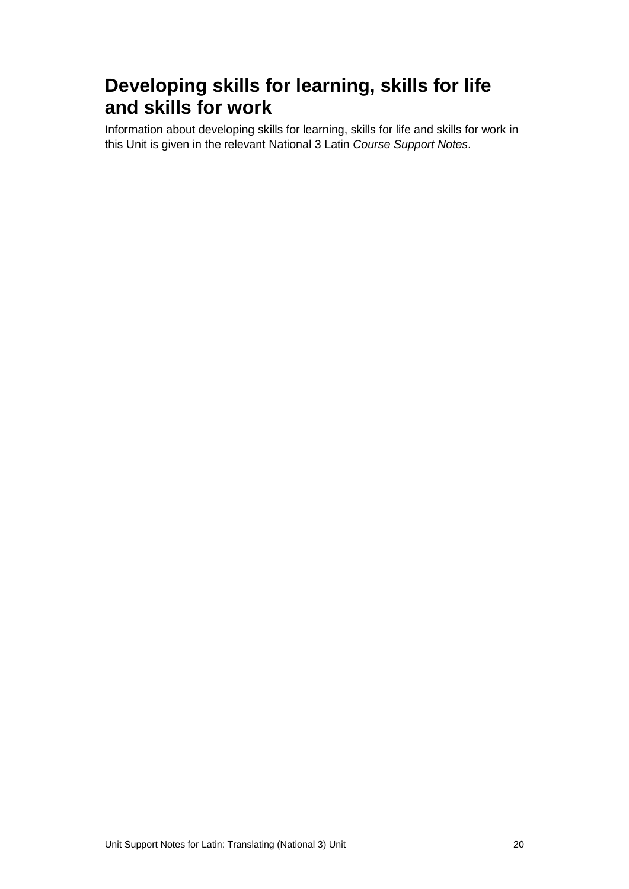## Developing skills for learning, skills for life and skills for work

Information about developing skills for learning, skills for life and skills for work in this Unit is given in the relevant National 3 Latin *Course Support Notes*.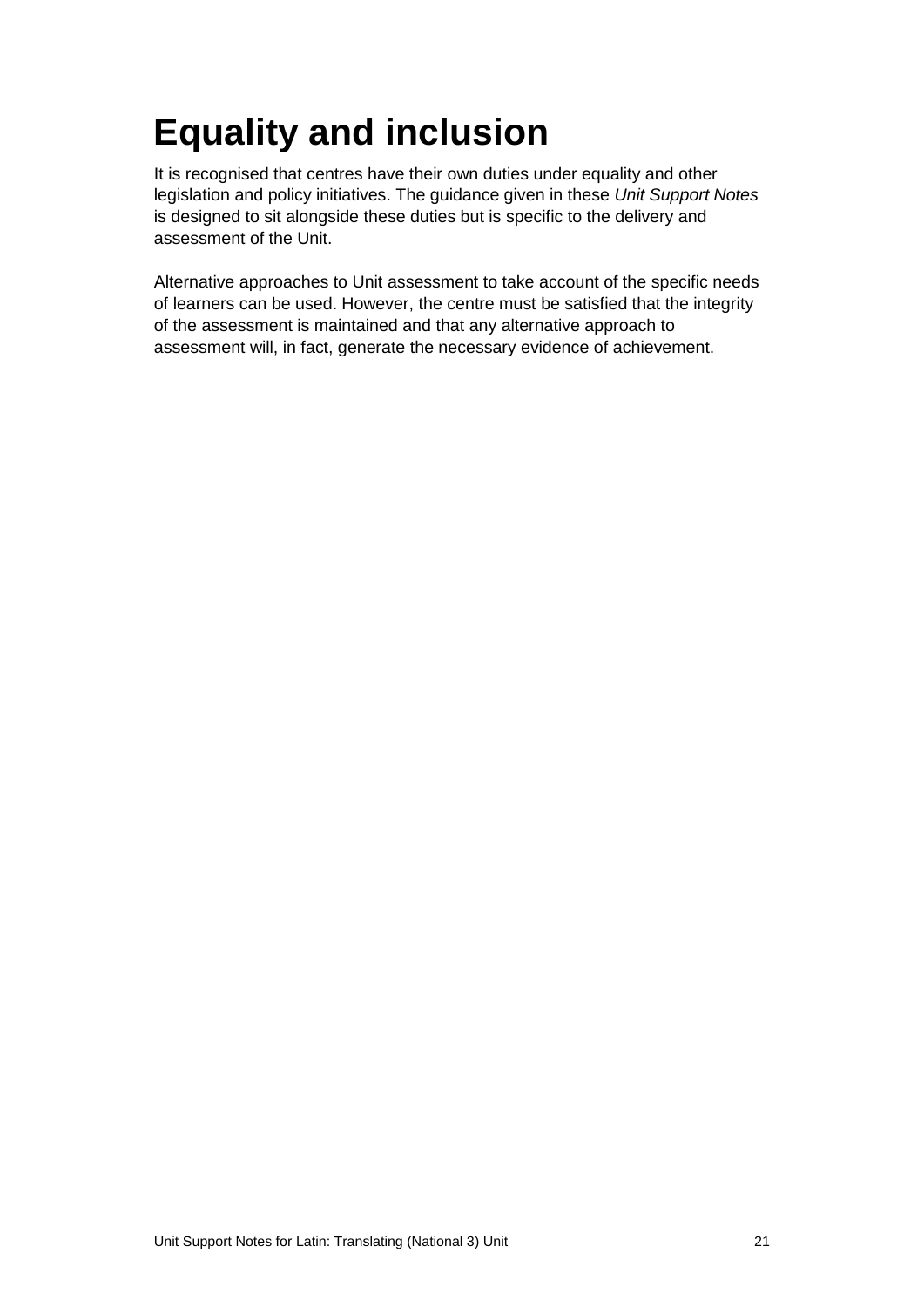# Equality and inclusion

It is recognised that centres have their own duties under equality and other legislation and policy initiatives. The guidance given in these *Unit Support Notes* is designed to sit alongside these duties but is specific to the delivery and assessment of the Unit.

Alternative approaches to Unit assessment to take account of the specific needs of learners can be used. However, the centre must be satisfied that the integrity of the assessment is maintained and that any alternative approach to assessment will, in fact, generate the necessary evidence of achievement.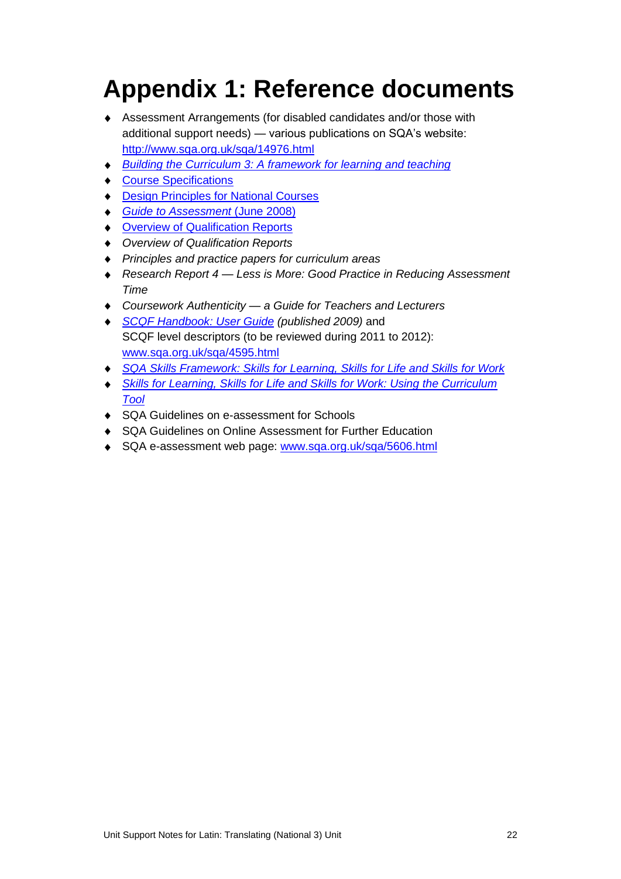# Appendix 1: Reference documents

- Assessment Arrangements (for disabled candidates and/or those with additional support needs) — various publications on SQA's website: http://www.sqa.org.uk/sqa/14976.html
- *Building the Curriculum 3: A framework for learning and teaching*
- Course Specifications
- Design Principles for National Courses
- *Guide to Assessment* (June 2008)
- Overview of Qualification Reports
- *Overview of Qualification Reports*
- *Principles and practice papers for curriculum areas*
- *Research Report 4 — Less is More: Good Practice in Reducing Assessment Time*
- *Coursework Authenticity — a Guide for Teachers and Lecturers*
- *SCQF Handbook: User Guide (published 2009)* and SCQF level descriptors (to be reviewed during 2011 to 2012): www.sqa.org.uk/sqa/4595.html
- *SQA Skills Framework: Skills for Learning, Skills for Life and Skills for Work*
- *Skills for Learning, Skills for Life and Skills for Work: Using the Curriculum Tool*
- SQA Guidelines on e-assessment for Schools
- SQA Guidelines on Online Assessment for Further Education
- SQA e-assessment web page: www.sqa.org.uk/sqa/5606.html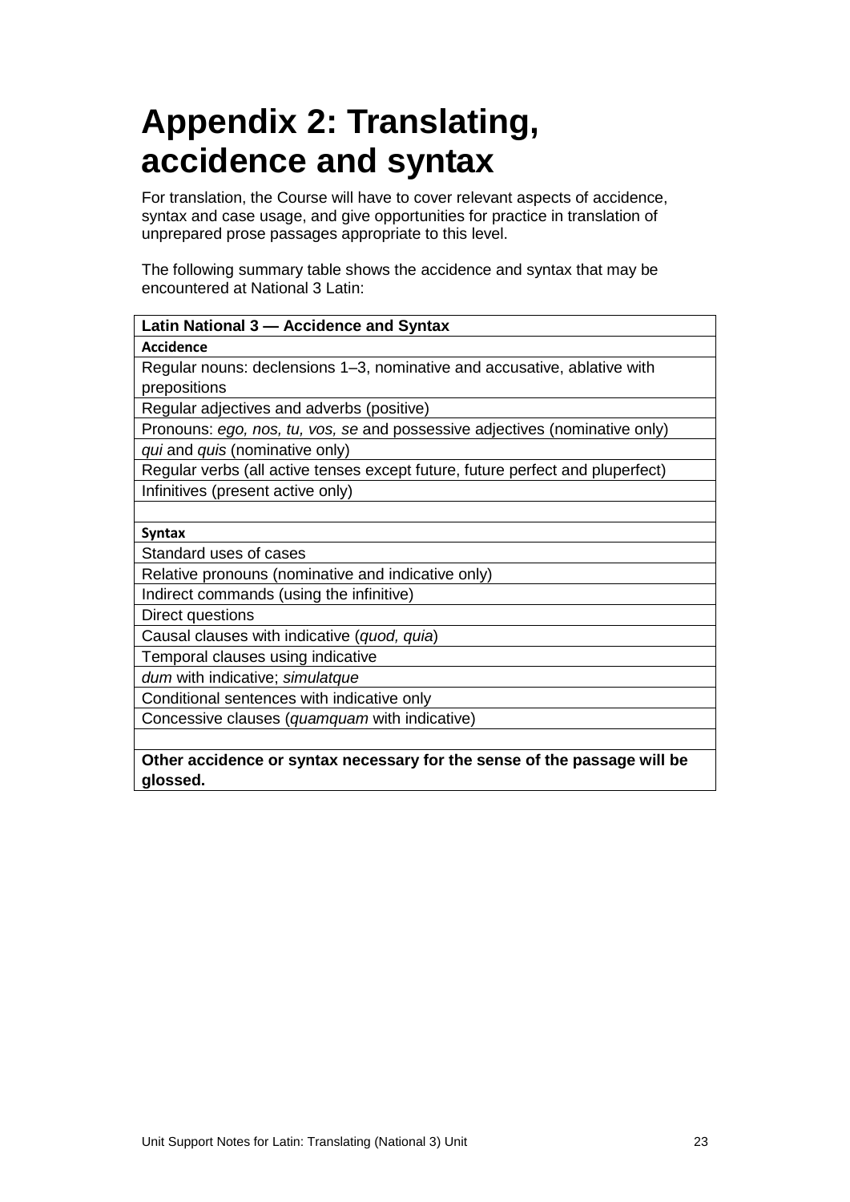# Appendix 2: Translating, accidence and syntax

For translation, the Course will have to cover relevant aspects of accidence, syntax and case usage, and give opportunities for practice in translation of unprepared prose passages appropriate to this level.

The following summary table shows the accidence and syntax that may be encountered at National 3 Latin:

| **Latin National 3 — Accidence and Syntax** |
| --- |
| **Accidence** |
| Regular nouns: declensions 1–3, nominative and accusative, ablative with prepositions |
| Regular adjectives and adverbs (positive) |
| Pronouns: *ego, nos, tu, vos, se* and possessive adjectives (nominative only) |
| *qui* and *quis* (nominative only) |
| Regular verbs (all active tenses except future, future perfect and pluperfect) |
| Infinitives (present active only) |
| |
| **Syntax** |
| Standard uses of cases |
| Relative pronouns (nominative and indicative only) |
| Indirect commands (using the infinitive) |
| Direct questions |
| Causal clauses with indicative (*quod, quia*) |
| Temporal clauses using indicative |
| *dum* with indicative; *simulatque* |
| Conditional sentences with indicative only |
| Concessive clauses (*quamquam* with indicative) |
| |
| **Other accidence or syntax necessary for the sense of the passage will be glossed.** |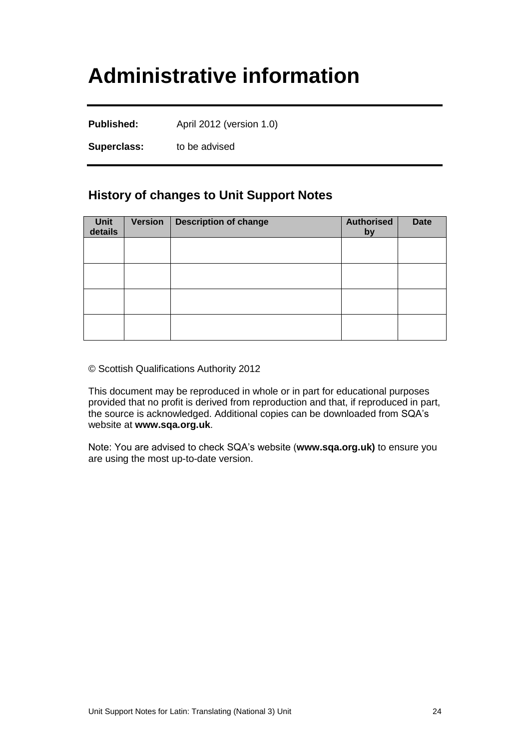# Administrative information

**Published:** April 2012 (version 1.0)

**Superclass:** to be advised

## History of changes to Unit Support Notes

| Unit details | Version | Description of change | Authorised by | Date |
|---|---|---|---|---|
| | | | | |
| | | | | |
| | | | | |
| | | | | |

© Scottish Qualifications Authority 2012

This document may be reproduced in whole or in part for educational purposes provided that no profit is derived from reproduction and that, if reproduced in part, the source is acknowledged. Additional copies can be downloaded from SQA's website at **www.sqa.org.uk**.

Note: You are advised to check SQA's website (**www.sqa.org.uk)** to ensure you are using the most up-to-date version.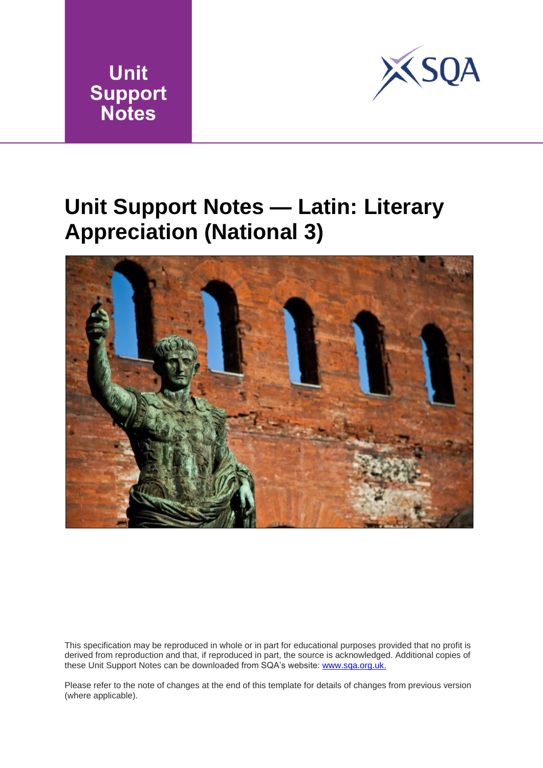Unit Support Notes

# Unit Support Notes — Latin: Literary Appreciation (National 3)

This specification may be reproduced in whole or in part for educational purposes provided that no profit is derived from reproduction and that, if reproduced in part, the source is acknowledged. Additional copies of these Unit Support Notes can be downloaded from SQA's website: www.sqa.org.uk.

Please refer to the note of changes at the end of this template for details of changes from previous version (where applicable).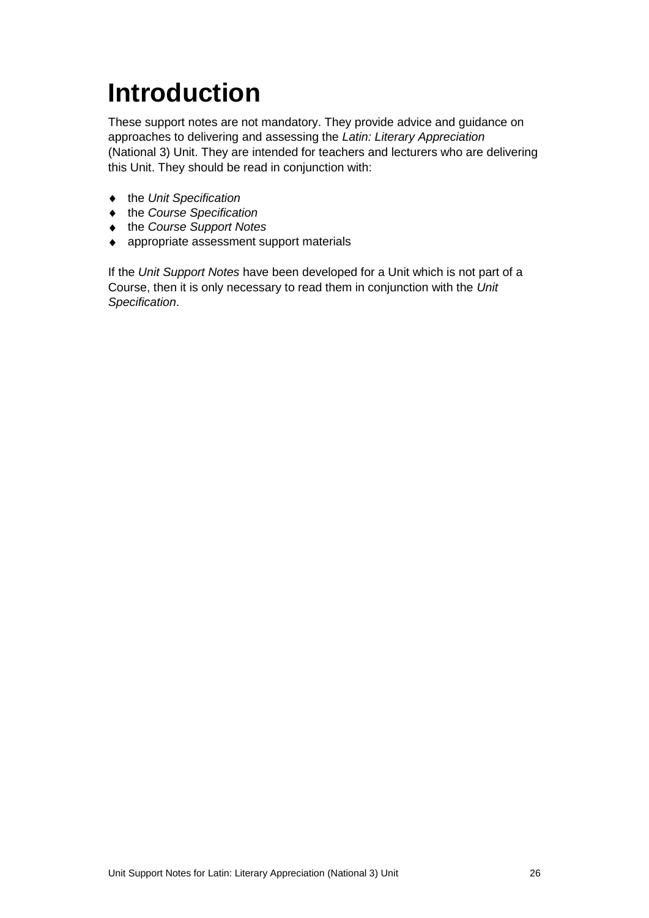# Introduction

These support notes are not mandatory. They provide advice and guidance on approaches to delivering and assessing the *Latin: Literary Appreciation* (National 3) Unit. They are intended for teachers and lecturers who are delivering this Unit. They should be read in conjunction with:

- the *Unit Specification*
- the *Course Specification*
- the *Course Support Notes*
- appropriate assessment support materials

If the *Unit Support Notes* have been developed for a Unit which is not part of a Course, then it is only necessary to read them in conjunction with the *Unit Specification*.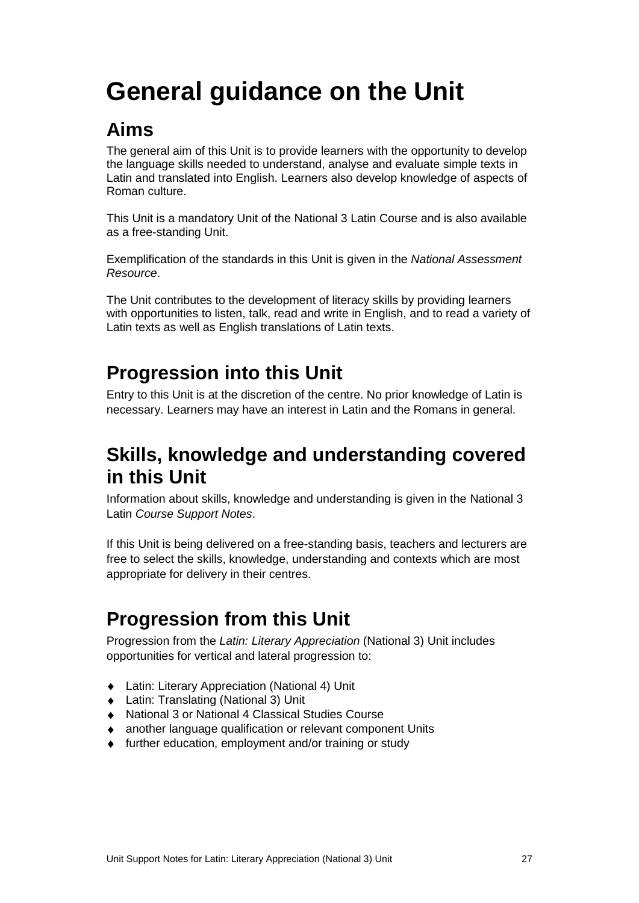# General guidance on the Unit

## Aims

The general aim of this Unit is to provide learners with the opportunity to develop the language skills needed to understand, analyse and evaluate simple texts in Latin and translated into English. Learners also develop knowledge of aspects of Roman culture.

This Unit is a mandatory Unit of the National 3 Latin Course and is also available as a free-standing Unit.

Exemplification of the standards in this Unit is given in the *National Assessment Resource*.

The Unit contributes to the development of literacy skills by providing learners with opportunities to listen, talk, read and write in English, and to read a variety of Latin texts as well as English translations of Latin texts.

## Progression into this Unit

Entry to this Unit is at the discretion of the centre. No prior knowledge of Latin is necessary. Learners may have an interest in Latin and the Romans in general.

## Skills, knowledge and understanding covered in this Unit

Information about skills, knowledge and understanding is given in the National 3 Latin *Course Support Notes*.

If this Unit is being delivered on a free-standing basis, teachers and lecturers are free to select the skills, knowledge, understanding and contexts which are most appropriate for delivery in their centres.

## Progression from this Unit

Progression from the *Latin: Literary Appreciation* (National 3) Unit includes opportunities for vertical and lateral progression to:

- Latin: Literary Appreciation (National 4) Unit
- Latin: Translating (National 3) Unit
- National 3 or National 4 Classical Studies Course
- another language qualification or relevant component Units
- further education, employment and/or training or study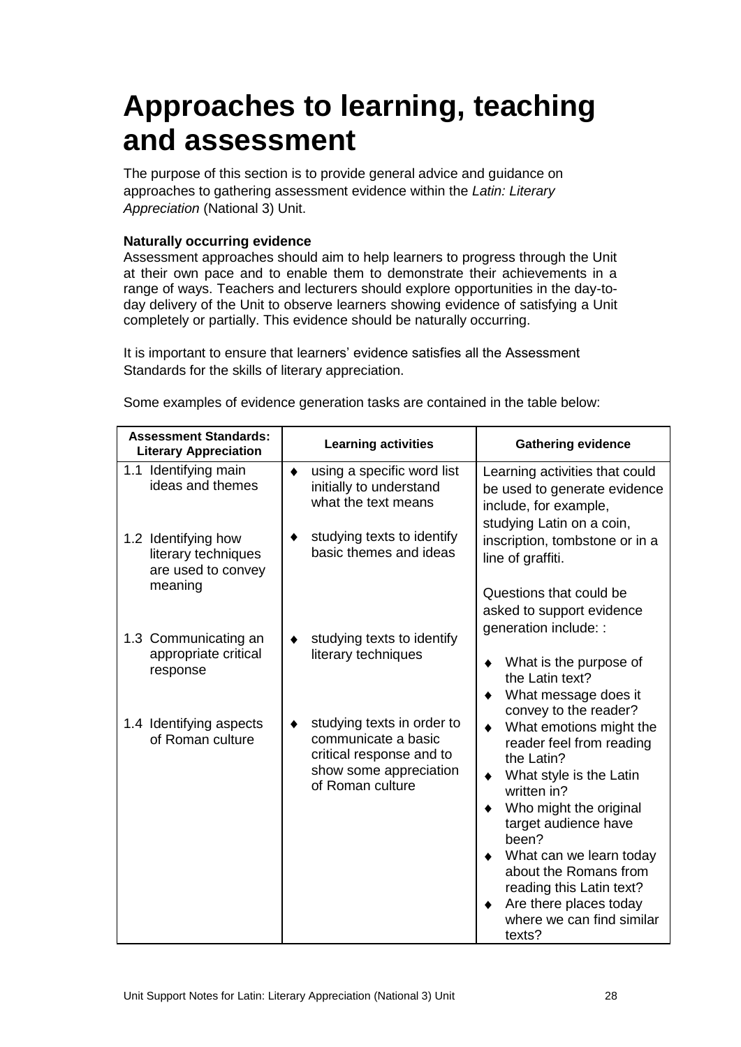# Approaches to learning, teaching and assessment

The purpose of this section is to provide general advice and guidance on approaches to gathering assessment evidence within the *Latin: Literary Appreciation* (National 3) Unit.

**Naturally occurring evidence**

Assessment approaches should aim to help learners to progress through the Unit at their own pace and to enable them to demonstrate their achievements in a range of ways. Teachers and lecturers should explore opportunities in the day-to-day delivery of the Unit to observe learners showing evidence of satisfying a Unit completely or partially. This evidence should be naturally occurring.

It is important to ensure that learners' evidence satisfies all the Assessment Standards for the skills of literary appreciation.

Some examples of evidence generation tasks are contained in the table below:

| Assessment Standards: Literary Appreciation | Learning activities | Gathering evidence |
|---|---|---|
| 1.1 Identifying main ideas and themes<br><br>1.2 Identifying how literary techniques are used to convey meaning<br><br>1.3 Communicating an appropriate critical response<br><br>1.4 Identifying aspects of Roman culture | ♦ using a specific word list initially to understand what the text means<br><br>♦ studying texts to identify basic themes and ideas<br><br>♦ studying texts to identify literary techniques<br><br>♦ studying texts in order to communicate a basic critical response and to show some appreciation of Roman culture | Learning activities that could be used to generate evidence include, for example, studying Latin on a coin, inscription, tombstone or in a line of graffiti.<br><br>Questions that could be asked to support evidence generation include: :<br><br>♦ What is the purpose of the Latin text?<br>♦ What message does it convey to the reader?<br>♦ What emotions might the reader feel from reading the Latin?<br>♦ What style is the Latin written in?<br>♦ Who might the original target audience have been?<br>♦ What can we learn today about the Romans from reading this Latin text?<br>♦ Are there places today where we can find similar texts? |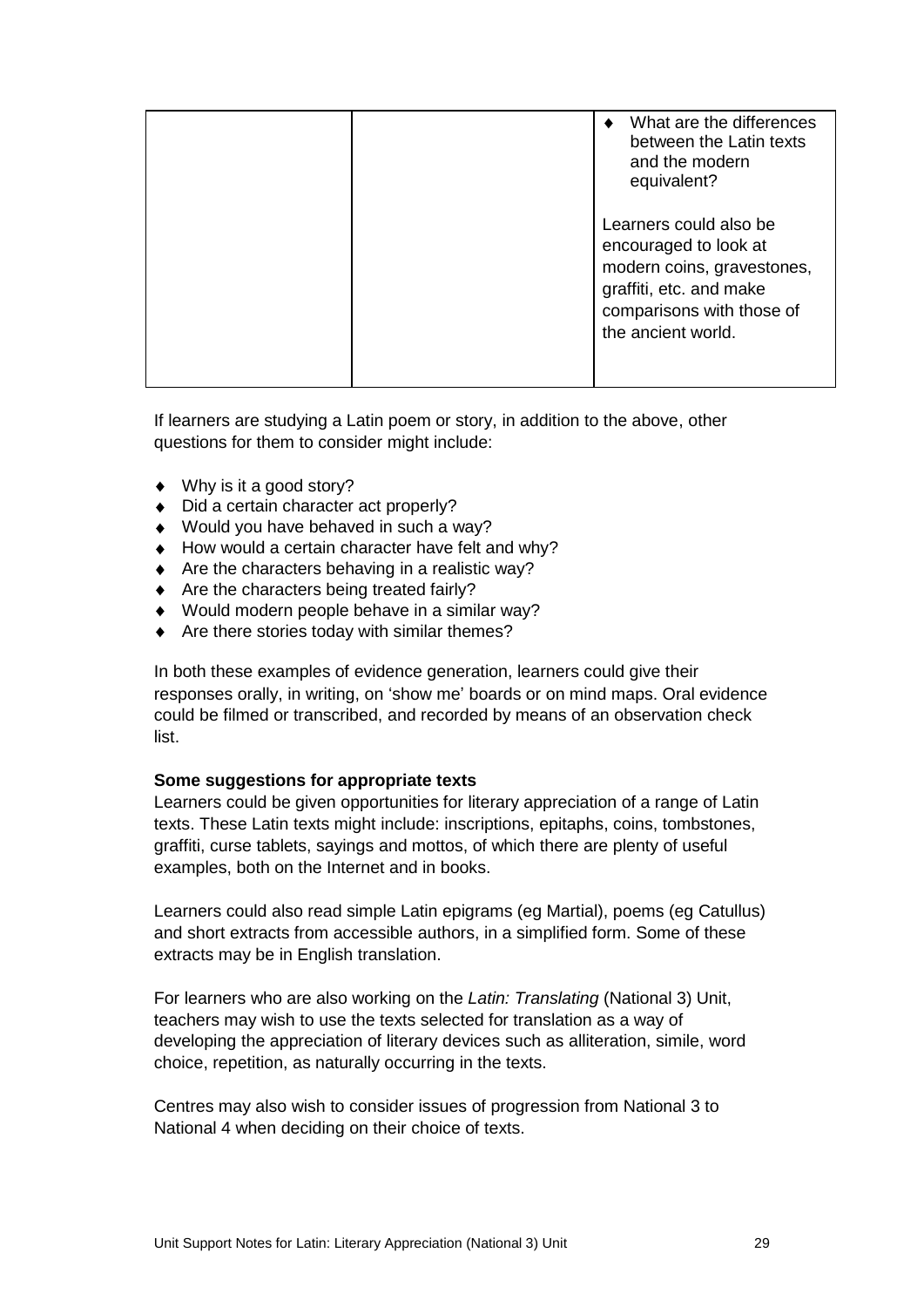| | | ◆ What are the differences between the Latin texts and the modern equivalent?<br><br>Learners could also be encouraged to look at modern coins, gravestones, graffiti, etc. and make comparisons with those of the ancient world. |
|---|---|---|

If learners are studying a Latin poem or story, in addition to the above, other questions for them to consider might include:

- Why is it a good story?
- Did a certain character act properly?
- Would you have behaved in such a way?
- How would a certain character have felt and why?
- Are the characters behaving in a realistic way?
- Are the characters being treated fairly?
- Would modern people behave in a similar way?
- Are there stories today with similar themes?

In both these examples of evidence generation, learners could give their responses orally, in writing, on 'show me' boards or on mind maps. Oral evidence could be filmed or transcribed, and recorded by means of an observation check list.

**Some suggestions for appropriate texts**

Learners could be given opportunities for literary appreciation of a range of Latin texts. These Latin texts might include: inscriptions, epitaphs, coins, tombstones, graffiti, curse tablets, sayings and mottos, of which there are plenty of useful examples, both on the Internet and in books.

Learners could also read simple Latin epigrams (eg Martial), poems (eg Catullus) and short extracts from accessible authors, in a simplified form. Some of these extracts may be in English translation.

For learners who are also working on the *Latin: Translating* (National 3) Unit, teachers may wish to use the texts selected for translation as a way of developing the appreciation of literary devices such as alliteration, simile, word choice, repetition, as naturally occurring in the texts.

Centres may also wish to consider issues of progression from National 3 to National 4 when deciding on their choice of texts.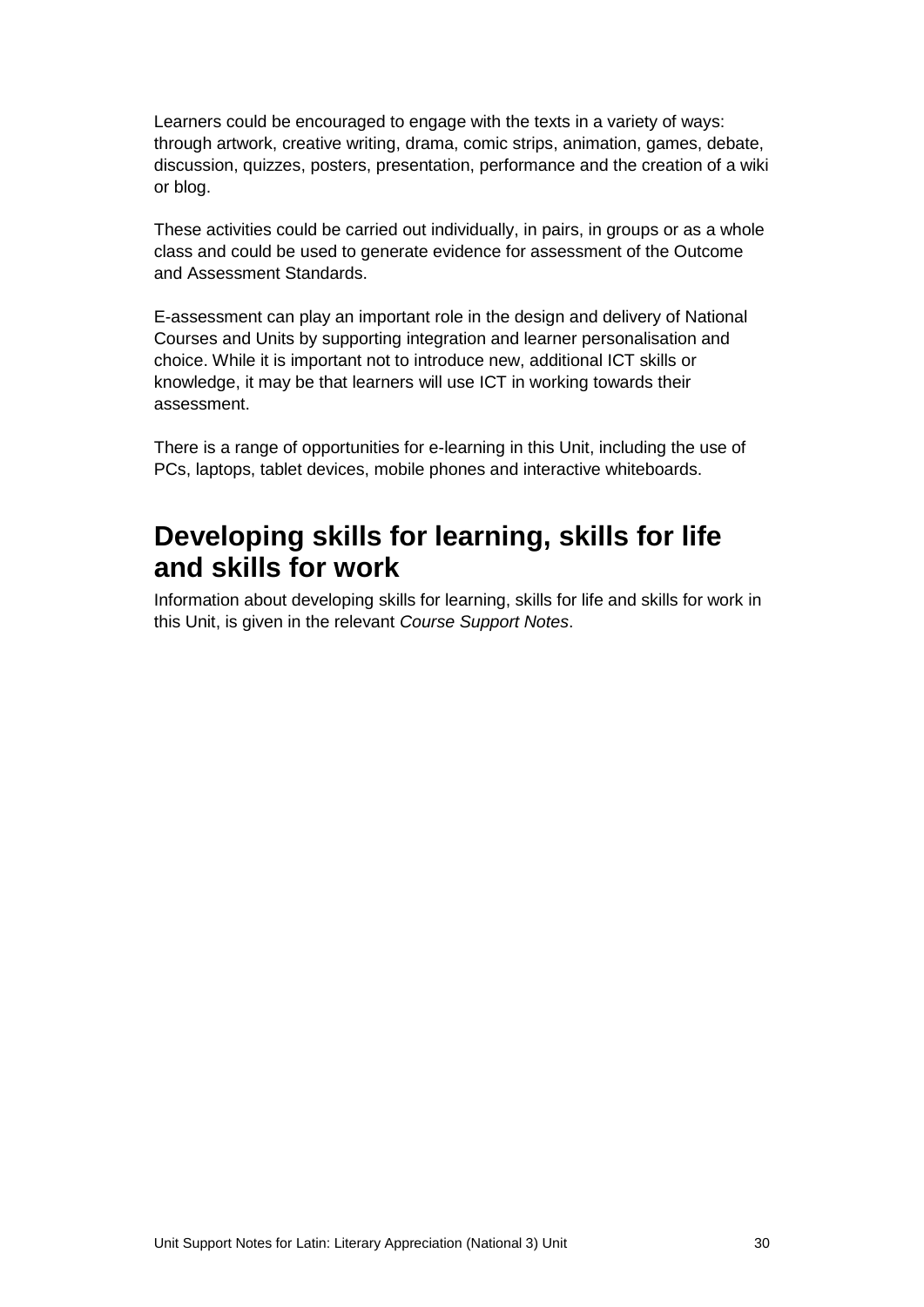Learners could be encouraged to engage with the texts in a variety of ways: through artwork, creative writing, drama, comic strips, animation, games, debate, discussion, quizzes, posters, presentation, performance and the creation of a wiki or blog.

These activities could be carried out individually, in pairs, in groups or as a whole class and could be used to generate evidence for assessment of the Outcome and Assessment Standards.

E-assessment can play an important role in the design and delivery of National Courses and Units by supporting integration and learner personalisation and choice. While it is important not to introduce new, additional ICT skills or knowledge, it may be that learners will use ICT in working towards their assessment.

There is a range of opportunities for e-learning in this Unit, including the use of PCs, laptops, tablet devices, mobile phones and interactive whiteboards.

## Developing skills for learning, skills for life and skills for work

Information about developing skills for learning, skills for life and skills for work in this Unit, is given in the relevant *Course Support Notes*.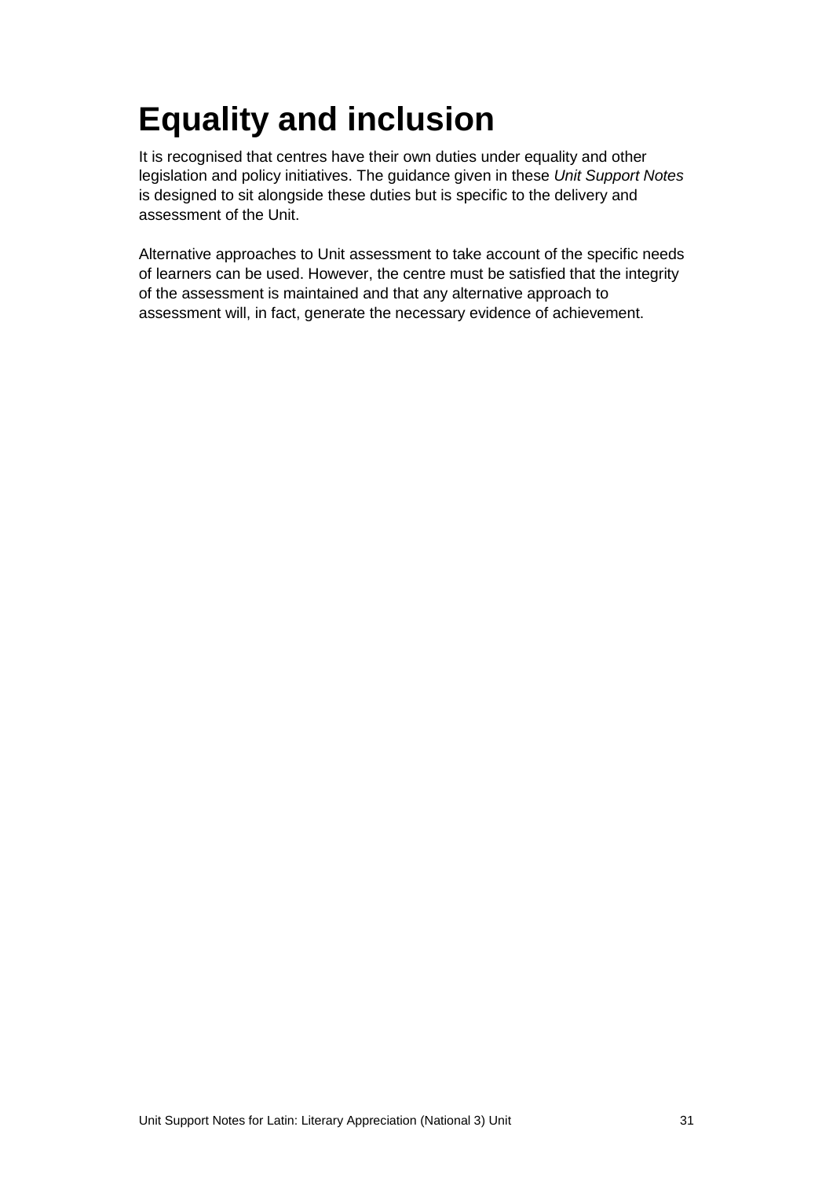# Equality and inclusion

It is recognised that centres have their own duties under equality and other legislation and policy initiatives. The guidance given in these *Unit Support Notes* is designed to sit alongside these duties but is specific to the delivery and assessment of the Unit.

Alternative approaches to Unit assessment to take account of the specific needs of learners can be used. However, the centre must be satisfied that the integrity of the assessment is maintained and that any alternative approach to assessment will, in fact, generate the necessary evidence of achievement.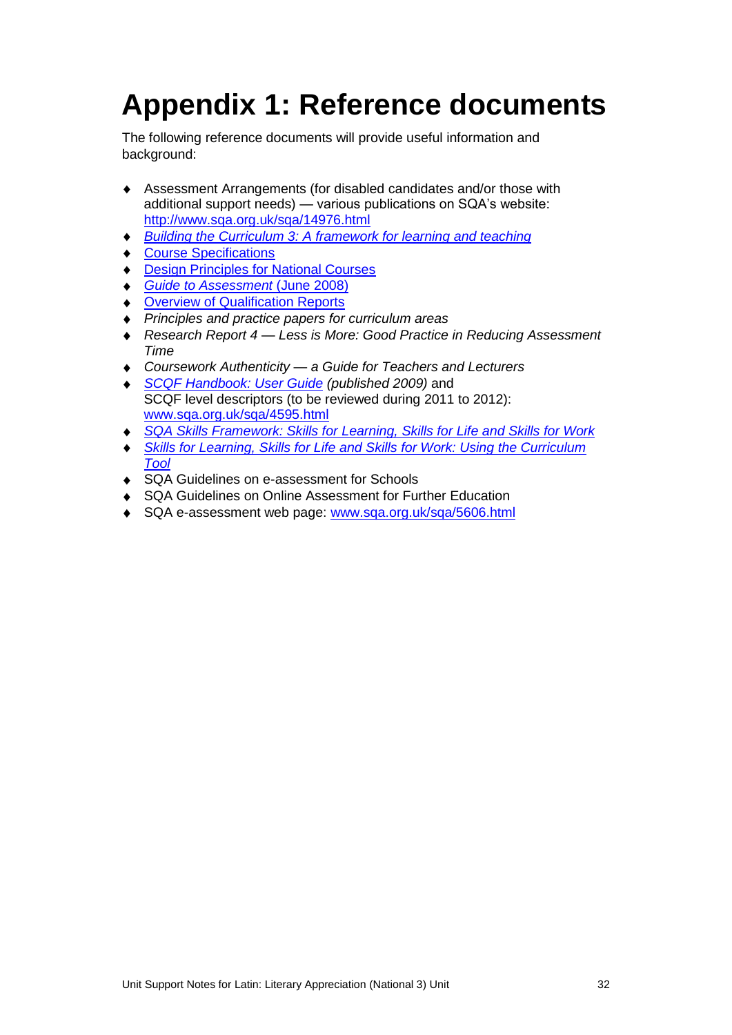# Appendix 1: Reference documents

The following reference documents will provide useful information and background:

- Assessment Arrangements (for disabled candidates and/or those with additional support needs) — various publications on SQA's website: http://www.sqa.org.uk/sqa/14976.html
- *Building the Curriculum 3: A framework for learning and teaching*
- Course Specifications
- Design Principles for National Courses
- *Guide to Assessment* (June 2008)
- Overview of Qualification Reports
- *Principles and practice papers for curriculum areas*
- *Research Report 4 — Less is More: Good Practice in Reducing Assessment Time*
- *Coursework Authenticity — a Guide for Teachers and Lecturers*
- *SCQF Handbook: User Guide (published 2009)* and SCQF level descriptors (to be reviewed during 2011 to 2012): www.sqa.org.uk/sqa/4595.html
- *SQA Skills Framework: Skills for Learning, Skills for Life and Skills for Work*
- *Skills for Learning, Skills for Life and Skills for Work: Using the Curriculum Tool*
- SQA Guidelines on e-assessment for Schools
- SQA Guidelines on Online Assessment for Further Education
- SQA e-assessment web page: www.sqa.org.uk/sqa/5606.html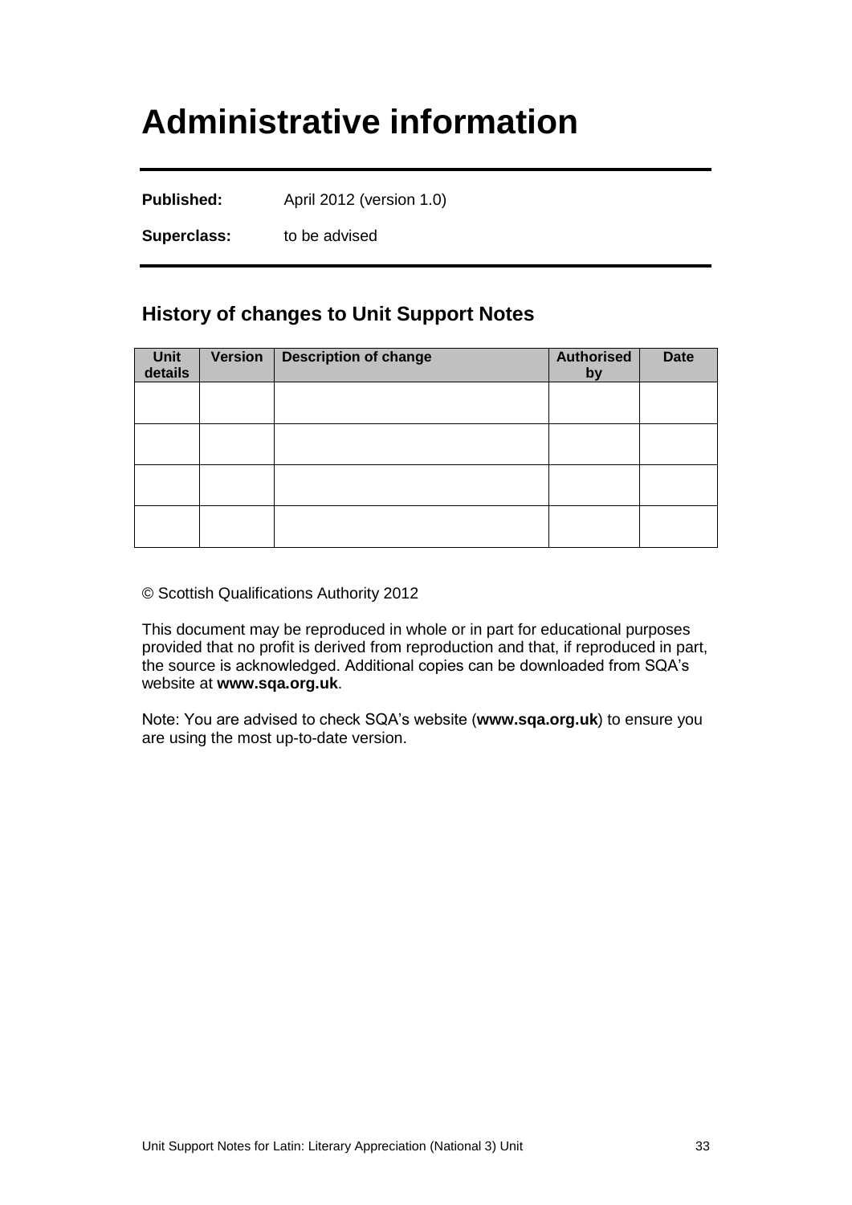# Administrative information

**Published:** April 2012 (version 1.0)

**Superclass:** to be advised

## History of changes to Unit Support Notes

| Unit details | Version | Description of change | Authorised by | Date |
|---|---|---|---|---|
| | | | | |
| | | | | |
| | | | | |
| | | | | |

© Scottish Qualifications Authority 2012

This document may be reproduced in whole or in part for educational purposes provided that no profit is derived from reproduction and that, if reproduced in part, the source is acknowledged. Additional copies can be downloaded from SQA's website at **www.sqa.org.uk**.

Note: You are advised to check SQA's website (**www.sqa.org.uk**) to ensure you are using the most up-to-date version.